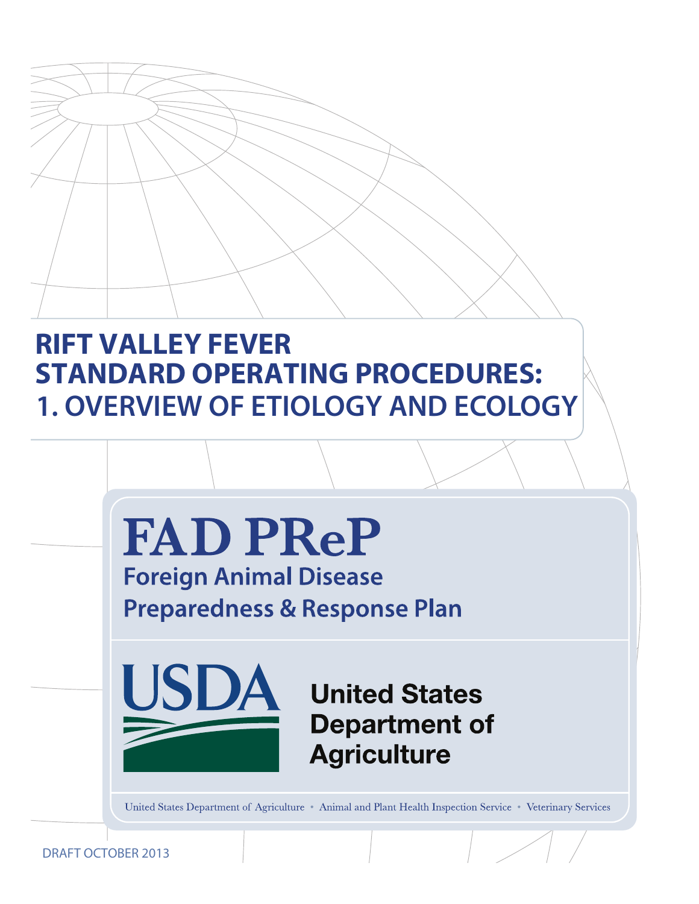# RIFT VALLEY FEVER STANDARD OPERATING PROCEDURES: 1. OVERVIEW OF ETIOLOGY AND ECOLOGY

**FAD PReP**

**Foreign Animal Disease Preparedness & Response Plan**

USDA

United States Department of Agriculture

United States Department of Agriculture • Animal and Plant Health Inspection Service • Veterinary Services

DRAFT OCTOBER 2013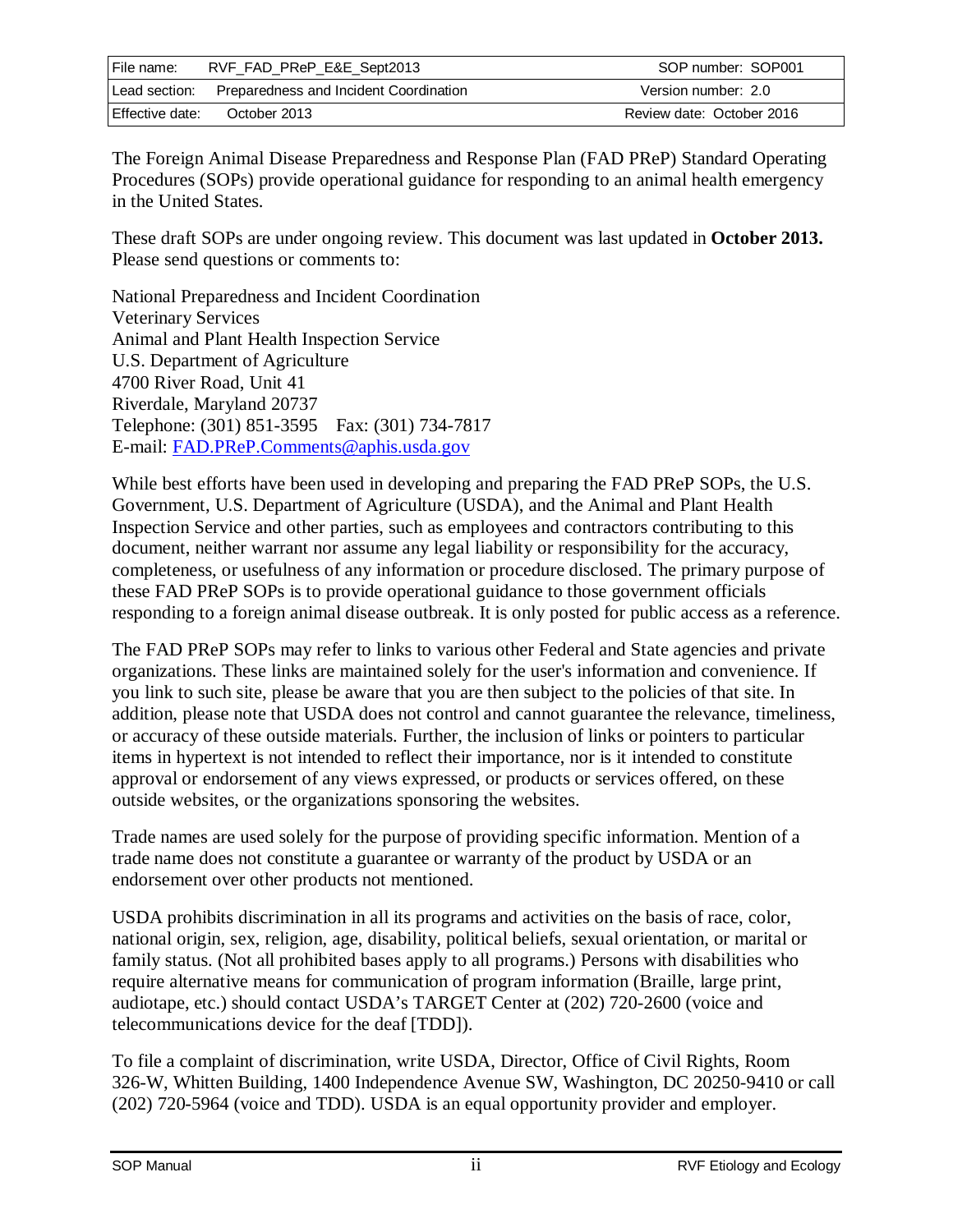The Foreign Animal Disease Preparedness and Response Plan (FAD PReP) Standard Operating Procedures (SOPs) provide operational guidance for responding to an animal health emergency in the United States.

These draft SOPs are under ongoing review. This document was last updated in **October 2013.** Please send questions or comments to:

National Preparedness and Incident Coordination
Veterinary Services
Animal and Plant Health Inspection Service
U.S. Department of Agriculture
4700 River Road, Unit 41
Riverdale, Maryland 20737
Telephone: (301) 851-3595 Fax: (301) 734-7817
E-mail: FAD.PReP.Comments@aphis.usda.gov

While best efforts have been used in developing and preparing the FAD PReP SOPs, the U.S. Government, U.S. Department of Agriculture (USDA), and the Animal and Plant Health Inspection Service and other parties, such as employees and contractors contributing to this document, neither warrant nor assume any legal liability or responsibility for the accuracy, completeness, or usefulness of any information or procedure disclosed. The primary purpose of these FAD PReP SOPs is to provide operational guidance to those government officials responding to a foreign animal disease outbreak. It is only posted for public access as a reference.

The FAD PReP SOPs may refer to links to various other Federal and State agencies and private organizations. These links are maintained solely for the user's information and convenience. If you link to such site, please be aware that you are then subject to the policies of that site. In addition, please note that USDA does not control and cannot guarantee the relevance, timeliness, or accuracy of these outside materials. Further, the inclusion of links or pointers to particular items in hypertext is not intended to reflect their importance, nor is it intended to constitute approval or endorsement of any views expressed, or products or services offered, on these outside websites, or the organizations sponsoring the websites.

Trade names are used solely for the purpose of providing specific information. Mention of a trade name does not constitute a guarantee or warranty of the product by USDA or an endorsement over other products not mentioned.

USDA prohibits discrimination in all its programs and activities on the basis of race, color, national origin, sex, religion, age, disability, political beliefs, sexual orientation, or marital or family status. (Not all prohibited bases apply to all programs.) Persons with disabilities who require alternative means for communication of program information (Braille, large print, audiotape, etc.) should contact USDA's TARGET Center at (202) 720-2600 (voice and telecommunications device for the deaf [TDD]).

To file a complaint of discrimination, write USDA, Director, Office of Civil Rights, Room 326-W, Whitten Building, 1400 Independence Avenue SW, Washington, DC 20250-9410 or call (202) 720-5964 (voice and TDD). USDA is an equal opportunity provider and employer.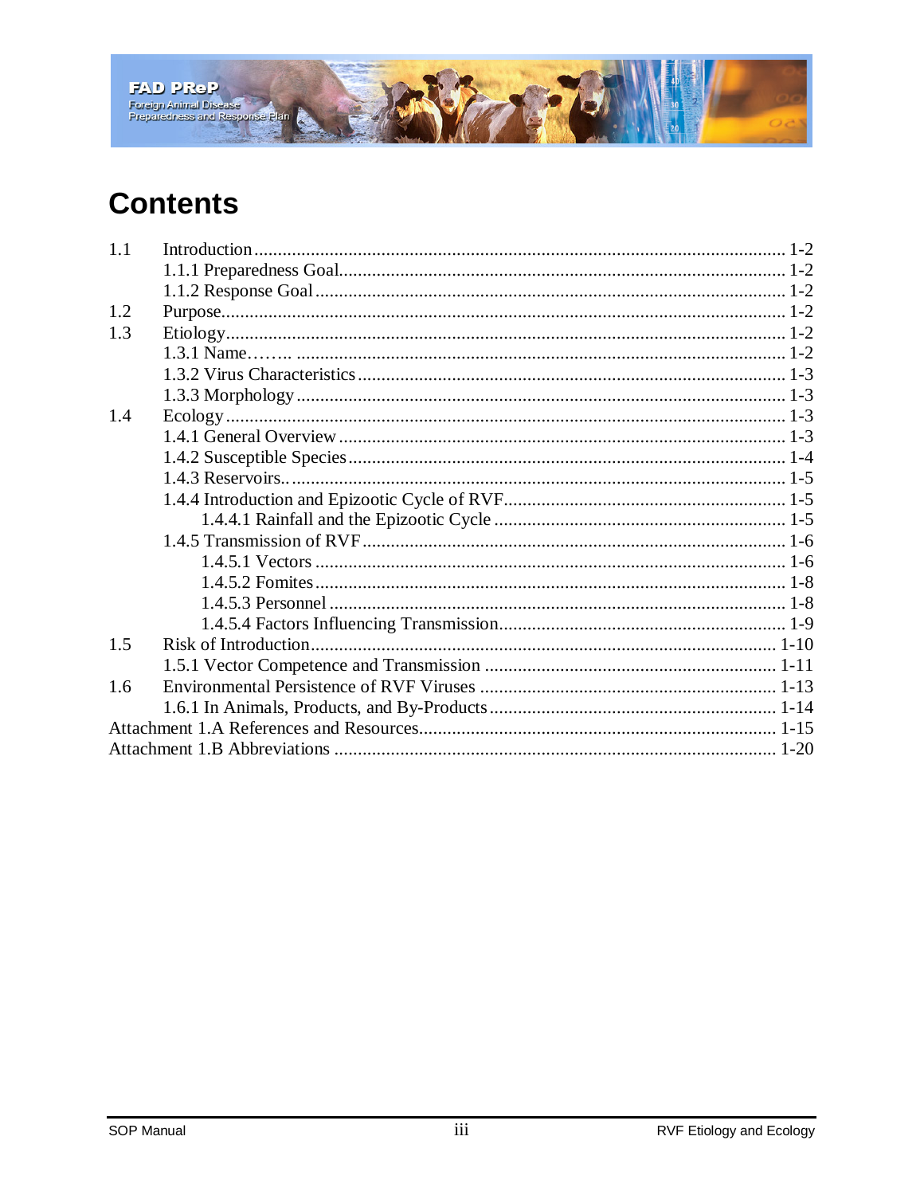# Contents

1.1 Introduction ........................................................................................................ 1-2
  1.1.1 Preparedness Goal........................................................................................ 1-2
  1.1.2 Response Goal .............................................................................................. 1-2
1.2 Purpose................................................................................................................ 1-2
1.3 Etiology................................................................................................................ 1-2
  1.3.1 Name…….. .................................................................................................. 1-2
  1.3.2 Virus Characteristics .................................................................................... 1-3
  1.3.3 Morphology .................................................................................................. 1-3
1.4 Ecology ................................................................................................................ 1-3
  1.4.1 General Overview ........................................................................................ 1-3
  1.4.2 Susceptible Species ...................................................................................... 1-4
  1.4.3 Reservoirs.. ................................................................................................... 1-5
  1.4.4 Introduction and Epizootic Cycle of RVF.................................................... 1-5
    1.4.4.1 Rainfall and the Epizootic Cycle ............................................................ 1-5
  1.4.5 Transmission of RVF ................................................................................... 1-6
    1.4.5.1 Vectors ................................................................................................... 1-6
    1.4.5.2 Fomites................................................................................................... 1-8
    1.4.5.3 Personnel ................................................................................................ 1-8
    1.4.5.4 Factors Influencing Transmission........................................................... 1-9
1.5 Risk of Introduction .......................................................................................... 1-10
  1.5.1 Vector Competence and Transmission ...................................................... 1-11
1.6 Environmental Persistence of RVF Viruses ..................................................... 1-13
  1.6.1 In Animals, Products, and By-Products ...................................................... 1-14
Attachment 1.A References and Resources........................................................... 1-15
Attachment 1.B Abbreviations ............................................................................... 1-20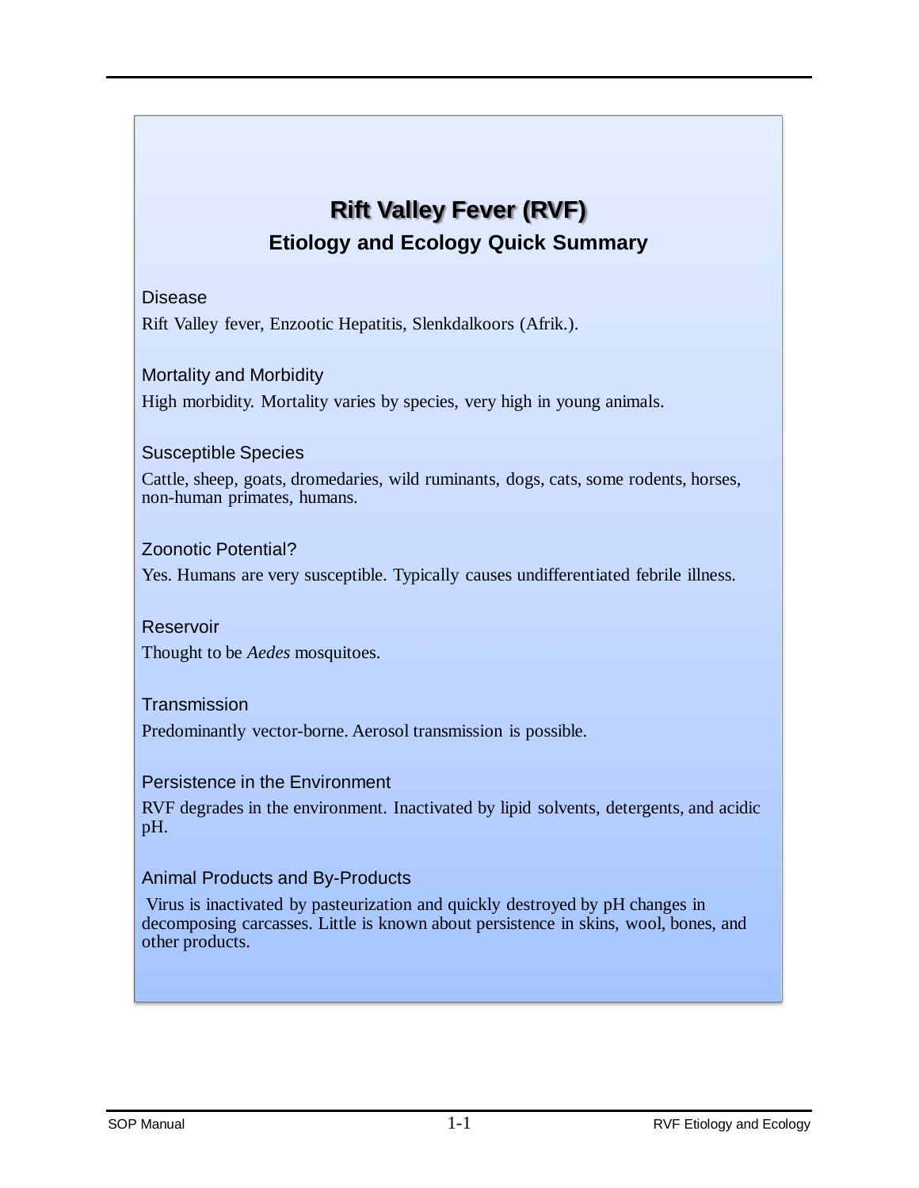# Rift Valley Fever (RVF)

## Etiology and Ecology Quick Summary

### Disease

Rift Valley fever, Enzootic Hepatitis, Slenkdalkoors (Afrik.).

### Mortality and Morbidity

High morbidity. Mortality varies by species, very high in young animals.

### Susceptible Species

Cattle, sheep, goats, dromedaries, wild ruminants, dogs, cats, some rodents, horses, non-human primates, humans.

### Zoonotic Potential?

Yes. Humans are very susceptible. Typically causes undifferentiated febrile illness.

### Reservoir

Thought to be *Aedes* mosquitoes.

### Transmission

Predominantly vector-borne. Aerosol transmission is possible.

### Persistence in the Environment

RVF degrades in the environment. Inactivated by lipid solvents, detergents, and acidic pH.

### Animal Products and By-Products

Virus is inactivated by pasteurization and quickly destroyed by pH changes in decomposing carcasses. Little is known about persistence in skins, wool, bones, and other products.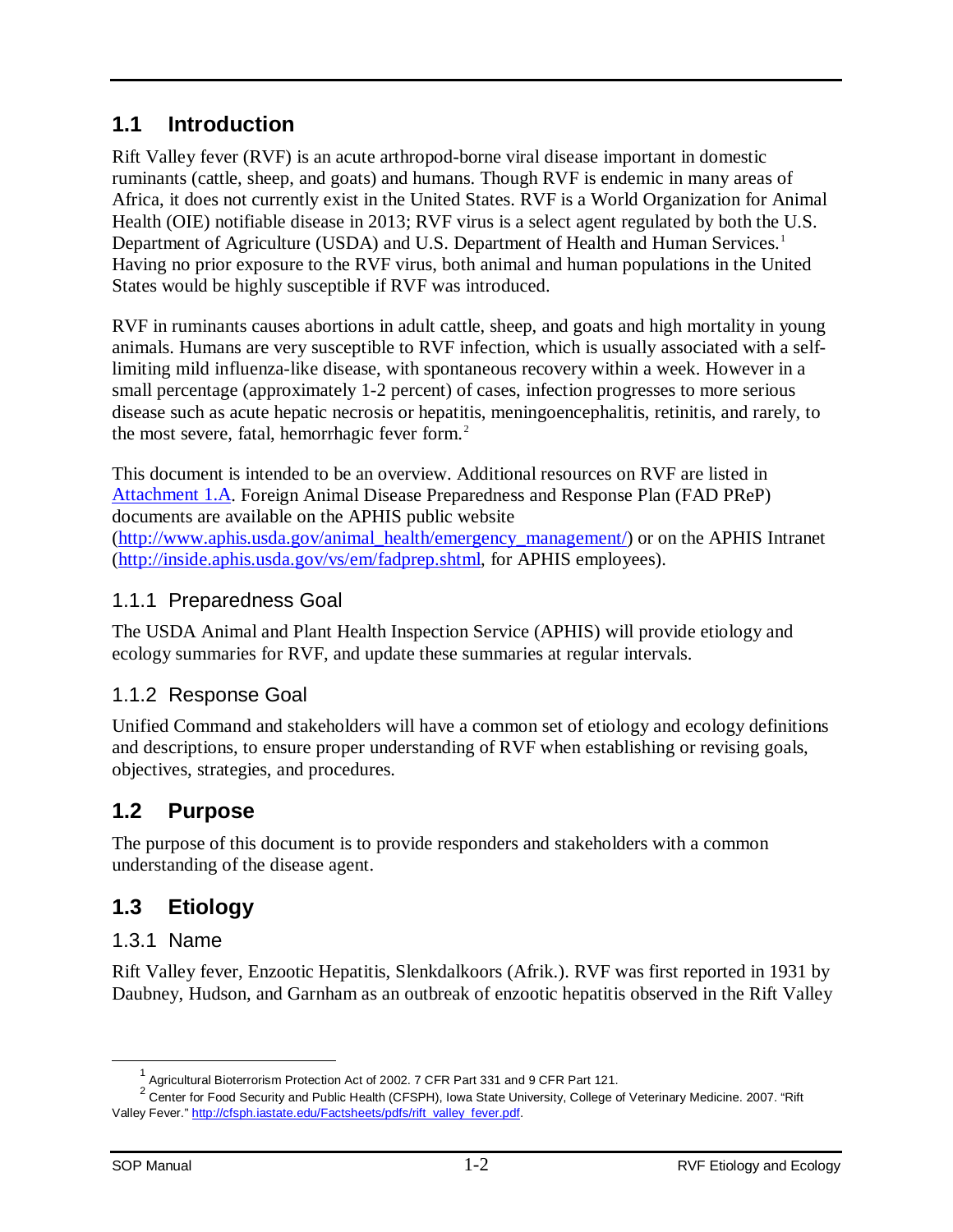## 1.1 Introduction

Rift Valley fever (RVF) is an acute arthropod-borne viral disease important in domestic ruminants (cattle, sheep, and goats) and humans. Though RVF is endemic in many areas of Africa, it does not currently exist in the United States. RVF is a World Organization for Animal Health (OIE) notifiable disease in 2013; RVF virus is a select agent regulated by both the U.S. Department of Agriculture (USDA) and U.S. Department of Health and Human Services.[1] Having no prior exposure to the RVF virus, both animal and human populations in the United States would be highly susceptible if RVF was introduced.

RVF in ruminants causes abortions in adult cattle, sheep, and goats and high mortality in young animals. Humans are very susceptible to RVF infection, which is usually associated with a self-limiting mild influenza-like disease, with spontaneous recovery within a week. However in a small percentage (approximately 1-2 percent) of cases, infection progresses to more serious disease such as acute hepatic necrosis or hepatitis, meningoencephalitis, retinitis, and rarely, to the most severe, fatal, hemorrhagic fever form.[2]

This document is intended to be an overview. Additional resources on RVF are listed in Attachment 1.A. Foreign Animal Disease Preparedness and Response Plan (FAD PReP) documents are available on the APHIS public website (http://www.aphis.usda.gov/animal_health/emergency_management/) or on the APHIS Intranet (http://inside.aphis.usda.gov/vs/em/fadprep.shtml, for APHIS employees).

### 1.1.1 Preparedness Goal

The USDA Animal and Plant Health Inspection Service (APHIS) will provide etiology and ecology summaries for RVF, and update these summaries at regular intervals.

### 1.1.2 Response Goal

Unified Command and stakeholders will have a common set of etiology and ecology definitions and descriptions, to ensure proper understanding of RVF when establishing or revising goals, objectives, strategies, and procedures.

## 1.2 Purpose

The purpose of this document is to provide responders and stakeholders with a common understanding of the disease agent.

## 1.3 Etiology

### 1.3.1 Name

Rift Valley fever, Enzootic Hepatitis, Slenkdalkoors (Afrik.). RVF was first reported in 1931 by Daubney, Hudson, and Garnham as an outbreak of enzootic hepatitis observed in the Rift Valley

---

[1] Agricultural Bioterrorism Protection Act of 2002. 7 CFR Part 331 and 9 CFR Part 121.

[2] Center for Food Security and Public Health (CFSPH), Iowa State University, College of Veterinary Medicine. 2007. "Rift Valley Fever." http://cfsph.iastate.edu/Factsheets/pdfs/rift_valley_fever.pdf.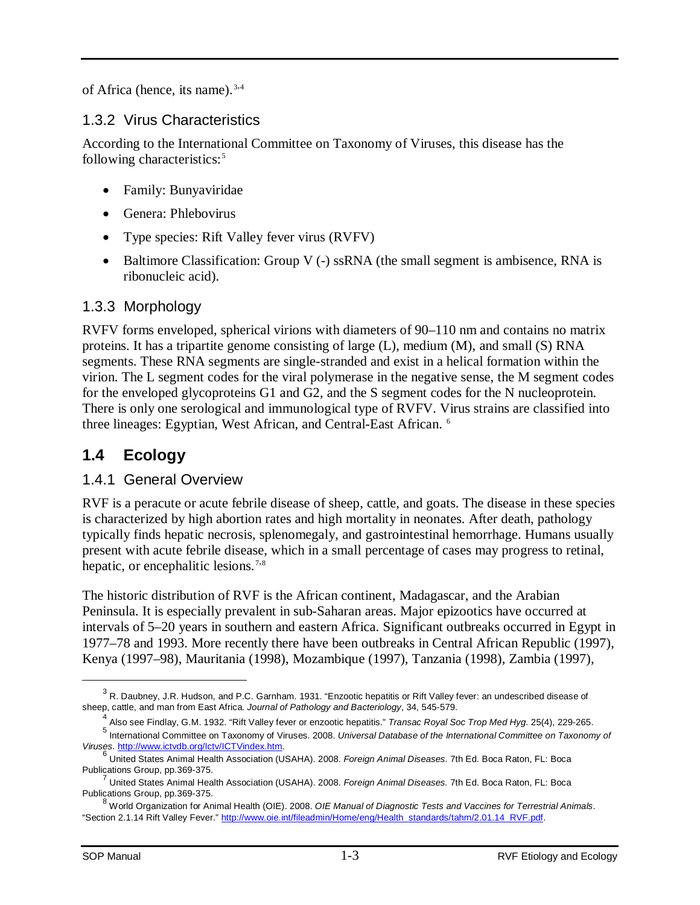of Africa (hence, its name).[3,4]

### 1.3.2 Virus Characteristics

According to the International Committee on Taxonomy of Viruses, this disease has the following characteristics:[5]

- Family: Bunyaviridae
- Genera: Phlebovirus
- Type species: Rift Valley fever virus (RVFV)
- Baltimore Classification: Group V (-) ssRNA (the small segment is ambisence, RNA is ribonucleic acid).

### 1.3.3 Morphology

RVFV forms enveloped, spherical virions with diameters of 90–110 nm and contains no matrix proteins. It has a tripartite genome consisting of large (L), medium (M), and small (S) RNA segments. These RNA segments are single-stranded and exist in a helical formation within the virion. The L segment codes for the viral polymerase in the negative sense, the M segment codes for the enveloped glycoproteins G1 and G2, and the S segment codes for the N nucleoprotein. There is only one serological and immunological type of RVFV. Virus strains are classified into three lineages: Egyptian, West African, and Central-East African. [6]

## 1.4 Ecology

### 1.4.1 General Overview

RVF is a peracute or acute febrile disease of sheep, cattle, and goats. The disease in these species is characterized by high abortion rates and high mortality in neonates. After death, pathology typically finds hepatic necrosis, splenomegaly, and gastrointestinal hemorrhage. Humans usually present with acute febrile disease, which in a small percentage of cases may progress to retinal, hepatic, or encephalitic lesions.[7,8]

The historic distribution of RVF is the African continent, Madagascar, and the Arabian Peninsula. It is especially prevalent in sub-Saharan areas. Major epizootics have occurred at intervals of 5–20 years in southern and eastern Africa. Significant outbreaks occurred in Egypt in 1977–78 and 1993. More recently there have been outbreaks in Central African Republic (1997), Kenya (1997–98), Mauritania (1998), Mozambique (1997), Tanzania (1998), Zambia (1997),

---

[3] R. Daubney, J.R. Hudson, and P.C. Garnham. 1931. "Enzootic hepatitis or Rift Valley fever: an undescribed disease of sheep, cattle, and man from East Africa. *Journal of Pathology and Bacteriology*, 34, 545-579.

[4] Also see Findlay, G.M. 1932. "Rift Valley fever or enzootic hepatitis." *Transac Royal Soc Trop Med Hyg.* 25(4), 229-265.

[5] International Committee on Taxonomy of Viruses. 2008. *Universal Database of the International Committee on Taxonomy of Viruses*. http://www.ictvdb.org/Ictv/ICTVindex.htm.

[6] United States Animal Health Association (USAHA). 2008. *Foreign Animal Diseases*. 7th Ed. Boca Raton, FL: Boca Publications Group, pp.369-375.

[7] United States Animal Health Association (USAHA). 2008. *Foreign Animal Diseases.* 7th Ed. Boca Raton, FL: Boca Publications Group, pp.369-375.

[8] World Organization for Animal Health (OIE). 2008. *OIE Manual of Diagnostic Tests and Vaccines for Terrestrial Animals*. "Section 2.1.14 Rift Valley Fever." http://www.oie.int/fileadmin/Home/eng/Health_standards/tahm/2.01.14_RVF.pdf.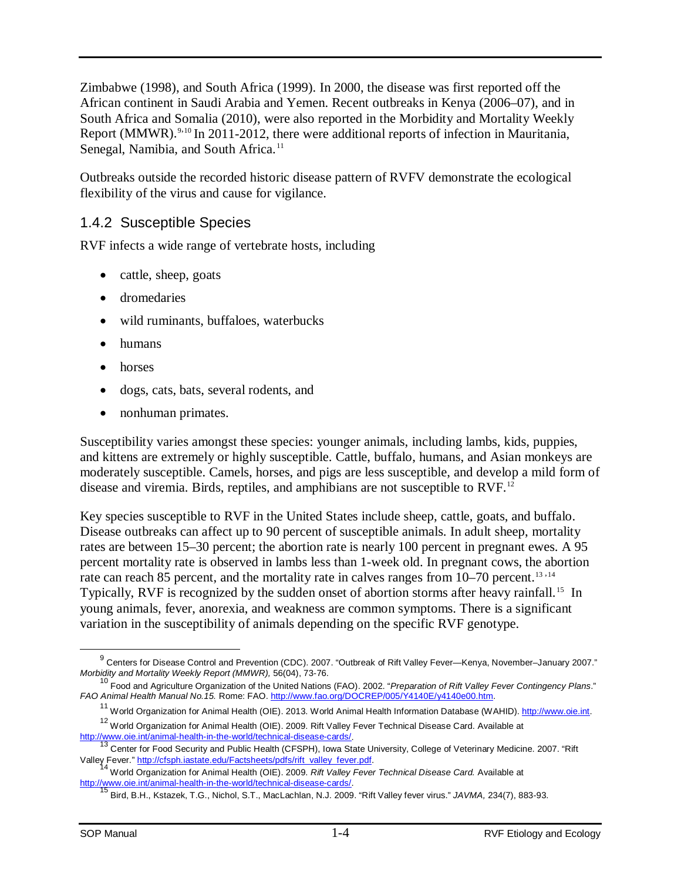Zimbabwe (1998), and South Africa (1999). In 2000, the disease was first reported off the African continent in Saudi Arabia and Yemen. Recent outbreaks in Kenya (2006–07), and in South Africa and Somalia (2010), were also reported in the Morbidity and Mortality Weekly Report (MMWR).[9,10] In 2011-2012, there were additional reports of infection in Mauritania, Senegal, Namibia, and South Africa.[11]

Outbreaks outside the recorded historic disease pattern of RVFV demonstrate the ecological flexibility of the virus and cause for vigilance.

### 1.4.2 Susceptible Species

RVF infects a wide range of vertebrate hosts, including

- cattle, sheep, goats
- dromedaries
- wild ruminants, buffaloes, waterbucks
- humans
- horses
- dogs, cats, bats, several rodents, and
- nonhuman primates.

Susceptibility varies amongst these species: younger animals, including lambs, kids, puppies, and kittens are extremely or highly susceptible. Cattle, buffalo, humans, and Asian monkeys are moderately susceptible. Camels, horses, and pigs are less susceptible, and develop a mild form of disease and viremia. Birds, reptiles, and amphibians are not susceptible to RVF.[12]

Key species susceptible to RVF in the United States include sheep, cattle, goats, and buffalo. Disease outbreaks can affect up to 90 percent of susceptible animals. In adult sheep, mortality rates are between 15–30 percent; the abortion rate is nearly 100 percent in pregnant ewes. A 95 percent mortality rate is observed in lambs less than 1-week old. In pregnant cows, the abortion rate can reach 85 percent, and the mortality rate in calves ranges from 10–70 percent.[13,14] Typically, RVF is recognized by the sudden onset of abortion storms after heavy rainfall.[15] In young animals, fever, anorexia, and weakness are common symptoms. There is a significant variation in the susceptibility of animals depending on the specific RVF genotype.

---

[9] Centers for Disease Control and Prevention (CDC). 2007. "Outbreak of Rift Valley Fever—Kenya, November–January 2007." *Morbidity and Mortality Weekly Report (MMWR),* 56(04), 73-76.

[10] Food and Agriculture Organization of the United Nations (FAO). 2002. "*Preparation of Rift Valley Fever Contingency Plans*." *FAO Animal Health Manual No.15.* Rome: FAO. http://www.fao.org/DOCREP/005/Y4140E/y4140e00.htm.

[11] World Organization for Animal Health (OIE). 2013. World Animal Health Information Database (WAHID). http://www.oie.int.

[12] World Organization for Animal Health (OIE). 2009. Rift Valley Fever Technical Disease Card. Available at http://www.oie.int/animal-health-in-the-world/technical-disease-cards/.

[13] Center for Food Security and Public Health (CFSPH), Iowa State University, College of Veterinary Medicine. 2007. "Rift Valley Fever." http://cfsph.iastate.edu/Factsheets/pdfs/rift_valley_fever.pdf.

[14] World Organization for Animal Health (OIE). 2009. *Rift Valley Fever Technical Disease Card.* Available at http://www.oie.int/animal-health-in-the-world/technical-disease-cards/.

[15] Bird, B.H., Kstazek, T.G., Nichol, S.T., MacLachlan, N.J. 2009. "Rift Valley fever virus." *JAVMA,* 234(7), 883-93.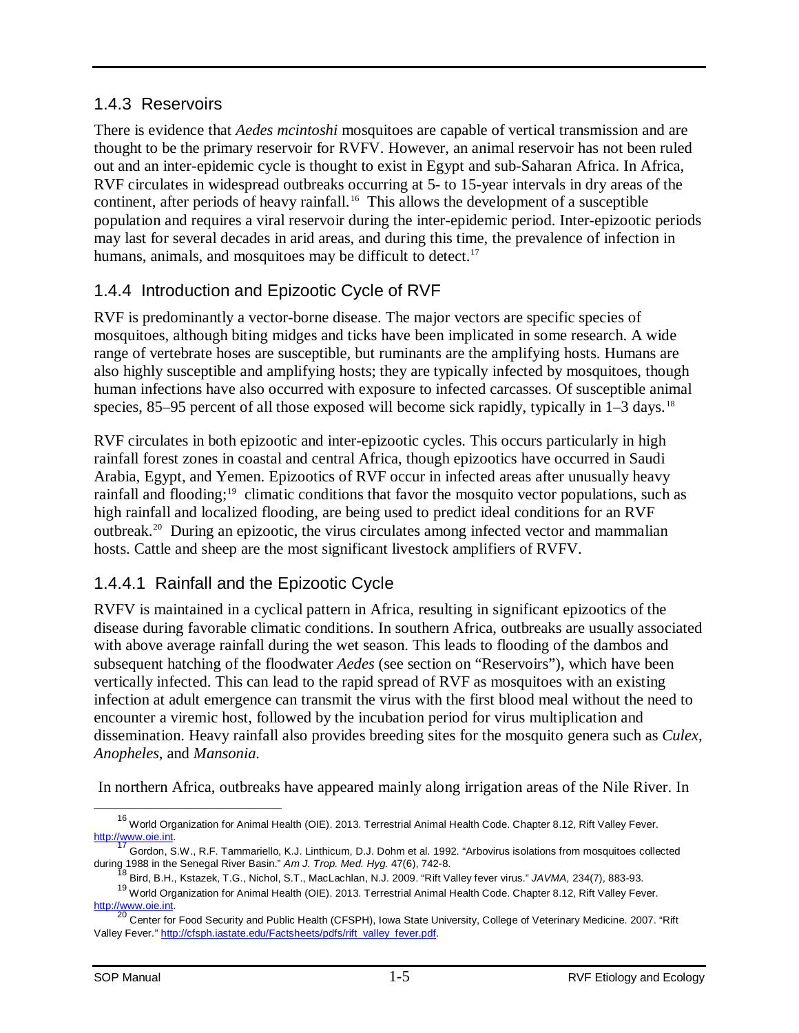### 1.4.3 Reservoirs

There is evidence that *Aedes mcintoshi* mosquitoes are capable of vertical transmission and are thought to be the primary reservoir for RVFV. However, an animal reservoir has not been ruled out and an inter-epidemic cycle is thought to exist in Egypt and sub-Saharan Africa. In Africa, RVF circulates in widespread outbreaks occurring at 5- to 15-year intervals in dry areas of the continent, after periods of heavy rainfall.[16] This allows the development of a susceptible population and requires a viral reservoir during the inter-epidemic period. Inter-epizootic periods may last for several decades in arid areas, and during this time, the prevalence of infection in humans, animals, and mosquitoes may be difficult to detect.[17]

### 1.4.4 Introduction and Epizootic Cycle of RVF

RVF is predominantly a vector-borne disease. The major vectors are specific species of mosquitoes, although biting midges and ticks have been implicated in some research. A wide range of vertebrate hoses are susceptible, but ruminants are the amplifying hosts. Humans are also highly susceptible and amplifying hosts; they are typically infected by mosquitoes, though human infections have also occurred with exposure to infected carcasses. Of susceptible animal species, 85–95 percent of all those exposed will become sick rapidly, typically in 1–3 days.[18]

RVF circulates in both epizootic and inter-epizootic cycles. This occurs particularly in high rainfall forest zones in coastal and central Africa, though epizootics have occurred in Saudi Arabia, Egypt, and Yemen. Epizootics of RVF occur in infected areas after unusually heavy rainfall and flooding;[19] climatic conditions that favor the mosquito vector populations, such as high rainfall and localized flooding, are being used to predict ideal conditions for an RVF outbreak.[20] During an epizootic, the virus circulates among infected vector and mammalian hosts. Cattle and sheep are the most significant livestock amplifiers of RVFV.

#### 1.4.4.1 Rainfall and the Epizootic Cycle

RVFV is maintained in a cyclical pattern in Africa, resulting in significant epizootics of the disease during favorable climatic conditions. In southern Africa, outbreaks are usually associated with above average rainfall during the wet season. This leads to flooding of the dambos and subsequent hatching of the floodwater *Aedes* (see section on "Reservoirs"), which have been vertically infected. This can lead to the rapid spread of RVF as mosquitoes with an existing infection at adult emergence can transmit the virus with the first blood meal without the need to encounter a viremic host, followed by the incubation period for virus multiplication and dissemination. Heavy rainfall also provides breeding sites for the mosquito genera such as *Culex, Anopheles*, and *Mansonia.*

In northern Africa, outbreaks have appeared mainly along irrigation areas of the Nile River. In

---

[16] World Organization for Animal Health (OIE). 2013. Terrestrial Animal Health Code. Chapter 8.12, Rift Valley Fever. http://www.oie.int.

[17] Gordon, S.W., R.F. Tammariello, K.J. Linthicum, D.J. Dohm et al. 1992. "Arbovirus isolations from mosquitoes collected during 1988 in the Senegal River Basin." *Am J. Trop. Med. Hyg.* 47(6), 742-8.

[18] Bird, B.H., Kstazek, T.G., Nichol, S.T., MacLachlan, N.J. 2009. "Rift Valley fever virus." *JAVMA*, 234(7), 883-93.

[19] World Organization for Animal Health (OIE). 2013. Terrestrial Animal Health Code. Chapter 8.12, Rift Valley Fever. http://www.oie.int.

[20] Center for Food Security and Public Health (CFSPH), Iowa State University, College of Veterinary Medicine. 2007. "Rift Valley Fever." http://cfsph.iastate.edu/Factsheets/pdfs/rift_valley_fever.pdf.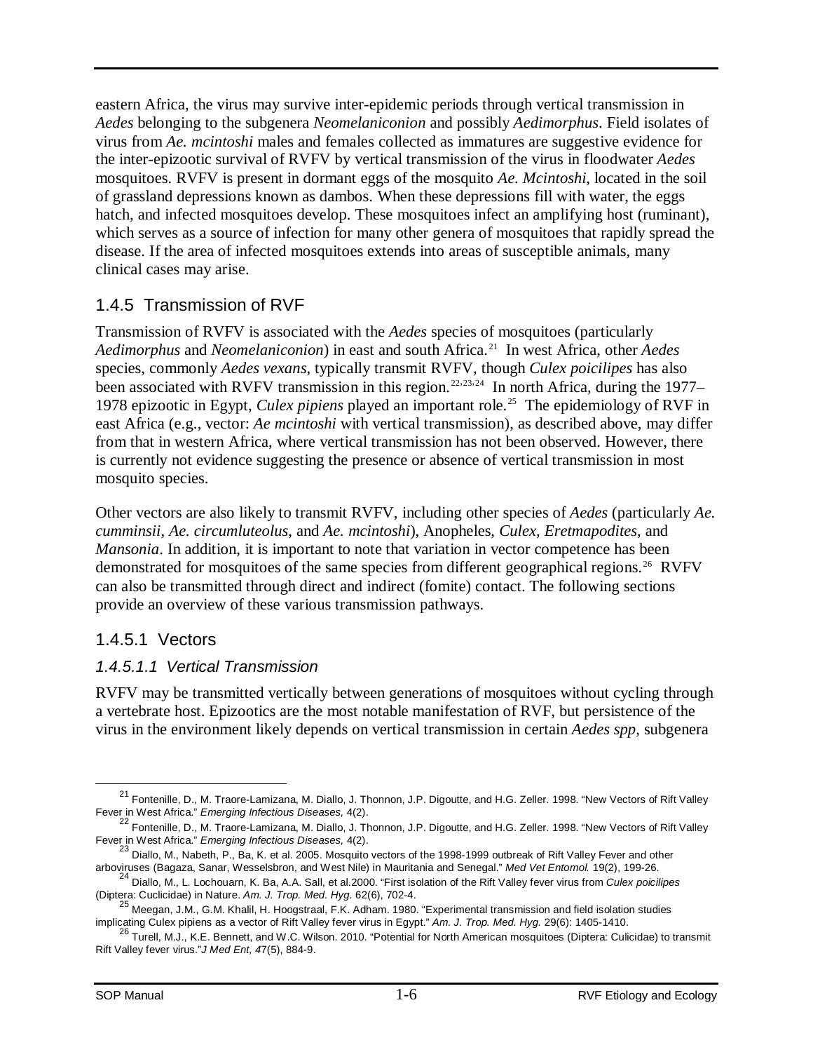eastern Africa, the virus may survive inter-epidemic periods through vertical transmission in *Aedes* belonging to the subgenera *Neomelaniconion* and possibly *Aedimorphus*. Field isolates of virus from *Ae. mcintoshi* males and females collected as immatures are suggestive evidence for the inter-epizootic survival of RVFV by vertical transmission of the virus in floodwater *Aedes* mosquitoes. RVFV is present in dormant eggs of the mosquito *Ae. Mcintoshi*, located in the soil of grassland depressions known as dambos. When these depressions fill with water, the eggs hatch, and infected mosquitoes develop. These mosquitoes infect an amplifying host (ruminant), which serves as a source of infection for many other genera of mosquitoes that rapidly spread the disease. If the area of infected mosquitoes extends into areas of susceptible animals, many clinical cases may arise.

## 1.4.5 Transmission of RVF

Transmission of RVFV is associated with the *Aedes* species of mosquitoes (particularly *Aedimorphus* and *Neomelaniconion*) in east and south Africa.[21] In west Africa, other *Aedes* species, commonly *Aedes vexans*, typically transmit RVFV, though *Culex poicilipes* has also been associated with RVFV transmission in this region.[22,23,24] In north Africa, during the 1977–1978 epizootic in Egypt, *Culex pipiens* played an important role.[25] The epidemiology of RVF in east Africa (e.g., vector: *Ae mcintoshi* with vertical transmission), as described above, may differ from that in western Africa, where vertical transmission has not been observed. However, there is currently not evidence suggesting the presence or absence of vertical transmission in most mosquito species.

Other vectors are also likely to transmit RVFV, including other species of *Aedes* (particularly *Ae. cumminsii*, *Ae. circumluteolus*, and *Ae. mcintoshi*), Anopheles, *Culex*, *Eretmapodites*, and *Mansonia*. In addition, it is important to note that variation in vector competence has been demonstrated for mosquitoes of the same species from different geographical regions.[26] RVFV can also be transmitted through direct and indirect (fomite) contact. The following sections provide an overview of these various transmission pathways.

### 1.4.5.1 Vectors

#### *1.4.5.1.1 Vertical Transmission*

RVFV may be transmitted vertically between generations of mosquitoes without cycling through a vertebrate host. Epizootics are the most notable manifestation of RVF, but persistence of the virus in the environment likely depends on vertical transmission in certain *Aedes spp*, subgenera

---

[21] Fontenille, D., M. Traore-Lamizana, M. Diallo, J. Thonnon, J.P. Digoutte, and H.G. Zeller. 1998. "New Vectors of Rift Valley Fever in West Africa." *Emerging Infectious Diseases,* 4(2).

[22] Fontenille, D., M. Traore-Lamizana, M. Diallo, J. Thonnon, J.P. Digoutte, and H.G. Zeller. 1998. "New Vectors of Rift Valley Fever in West Africa." *Emerging Infectious Diseases,* 4(2).

[23] Diallo, M., Nabeth, P., Ba, K. et al. 2005. Mosquito vectors of the 1998-1999 outbreak of Rift Valley Fever and other arboviruses (Bagaza, Sanar, Wesselsbron, and West Nile) in Mauritania and Senegal." *Med Vet Entomol.* 19(2), 199-26.

[24] Diallo, M., L. Lochouarn, K. Ba, A.A. Sall, et al.2000. "First isolation of the Rift Valley fever virus from *Culex poicilipes* (Diptera: Cuclicidae) in Nature. *Am. J. Trop. Med. Hyg.* 62(6), 702-4.

[25] Meegan, J.M., G.M. Khalil, H. Hoogstraal, F.K. Adham. 1980. "Experimental transmission and field isolation studies implicating Culex pipiens as a vector of Rift Valley fever virus in Egypt." *Am. J. Trop. Med. Hyg.* 29(6): 1405-1410.

[26] Turell, M.J., K.E. Bennett, and W.C. Wilson. 2010. "Potential for North American mosquitoes (Diptera: Culicidae) to transmit Rift Valley fever virus."*J Med Ent, 4*7(5), 884-9.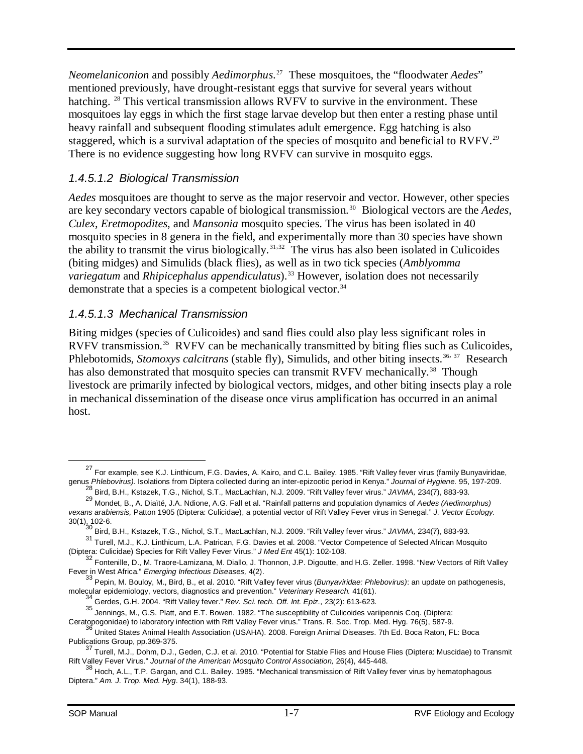*Neomelaniconion* and possibly *Aedimorphus*.[27] These mosquitoes, the "floodwater *Aedes*" mentioned previously, have drought-resistant eggs that survive for several years without hatching. [28] This vertical transmission allows RVFV to survive in the environment. These mosquitoes lay eggs in which the first stage larvae develop but then enter a resting phase until heavy rainfall and subsequent flooding stimulates adult emergence. Egg hatching is also staggered, which is a survival adaptation of the species of mosquito and beneficial to RVFV.[29] There is no evidence suggesting how long RVFV can survive in mosquito eggs.

#### *1.4.5.1.2 Biological Transmission*

*Aedes* mosquitoes are thought to serve as the major reservoir and vector. However, other species are key secondary vectors capable of biological transmission.[30] Biological vectors are the *Aedes, Culex, Eretmopodites*, and *Mansonia* mosquito species. The virus has been isolated in 40 mosquito species in 8 genera in the field, and experimentally more than 30 species have shown the ability to transmit the virus biologically.[31,32] The virus has also been isolated in Culicoides (biting midges) and Simulids (black flies), as well as in two tick species (*Amblyomma variegatum* and *Rhipicephalus appendiculatus*).[33] However, isolation does not necessarily demonstrate that a species is a competent biological vector.[34]

#### *1.4.5.1.3 Mechanical Transmission*

Biting midges (species of Culicoides) and sand flies could also play less significant roles in RVFV transmission.[35] RVFV can be mechanically transmitted by biting flies such as Culicoides, Phlebotomids, *Stomoxys calcitrans* (stable fly), Simulids, and other biting insects.[36, 37] Research has also demonstrated that mosquito species can transmit RVFV mechanically.[38] Though livestock are primarily infected by biological vectors, midges, and other biting insects play a role in mechanical dissemination of the disease once virus amplification has occurred in an animal host.

---

[27] For example, see K.J. Linthicum, F.G. Davies, A. Kairo, and C.L. Bailey. 1985. "Rift Valley fever virus (family Bunyaviridae, genus *Phlebovirus).* Isolations from Diptera collected during an inter-epizootic period in Kenya." *Journal of Hygiene.* 95, 197-209.

[28] Bird, B.H., Kstazek, T.G., Nichol, S.T., MacLachlan, N.J. 2009. "Rift Valley fever virus." *JAVMA,* 234(7), 883-93.

[29] Mondet, B., A. Diaïté, J.A. Ndione, A.G. Fall et al. "Rainfall patterns and population dynamics of *Aedes (Aedimorphus) vexans arabiensis,* Patton 1905 (Diptera: Culicidae), a potential vector of Rift Valley Fever virus in Senegal." *J. Vector Ecology.* 30(1), 102-6.

[30] Bird, B.H., Kstazek, T.G., Nichol, S.T., MacLachlan, N.J. 2009. "Rift Valley fever virus." *JAVMA,* 234(7), 883-93.

[31] Turell, M.J., K.J. Linthicum, L.A. Patrican, F.G. Davies et al. 2008. "Vector Competence of Selected African Mosquito (Diptera: Culicidae) Species for Rift Valley Fever Virus." *J Med Ent* 45(1): 102-108.

[32] Fontenille, D., M. Traore-Lamizana, M. Diallo, J. Thonnon, J.P. Digoutte, and H.G. Zeller. 1998. "New Vectors of Rift Valley Fever in West Africa." *Emerging Infectious Diseases,* 4(2).

[33] Pepin, M. Bouloy, M., Bird, B., et al. 2010. "Rift Valley fever virus (*Bunyaviridae: Phlebovirus)*: an update on pathogenesis, molecular epidemiology, vectors, diagnostics and prevention." *Veterinary Research.* 41(61).

[34] Gerdes, G.H. 2004. "Rift Valley fever." *Rev. Sci. tech. Off. Int. Epiz.,* 23(2): 613-623.

[35] Jennings, M., G.S. Platt, and E.T. Bowen. 1982. "The susceptibility of Culicoides variipennis Coq. (Diptera: Ceratopogonidae) to laboratory infection with Rift Valley Fever virus." Trans. R. Soc. Trop. Med. Hyg. 76(5), 587-9.

[36] United States Animal Health Association (USAHA). 2008. Foreign Animal Diseases. 7th Ed. Boca Raton, FL: Boca Publications Group, pp.369-375.

[37] Turell, M.J., Dohm, D.J., Geden, C.J. et al. 2010. "Potential for Stable Flies and House Flies (Diptera: Muscidae) to Transmit Rift Valley Fever Virus." *Journal of the American Mosquito Control Association,* 26(4), 445-448.

[38] Hoch, A.L., T.P. Gargan, and C.L. Bailey. 1985. "Mechanical transmission of Rift Valley fever virus by hematophagous Diptera." *Am. J. Trop. Med. Hyg*. 34(1), 188-93.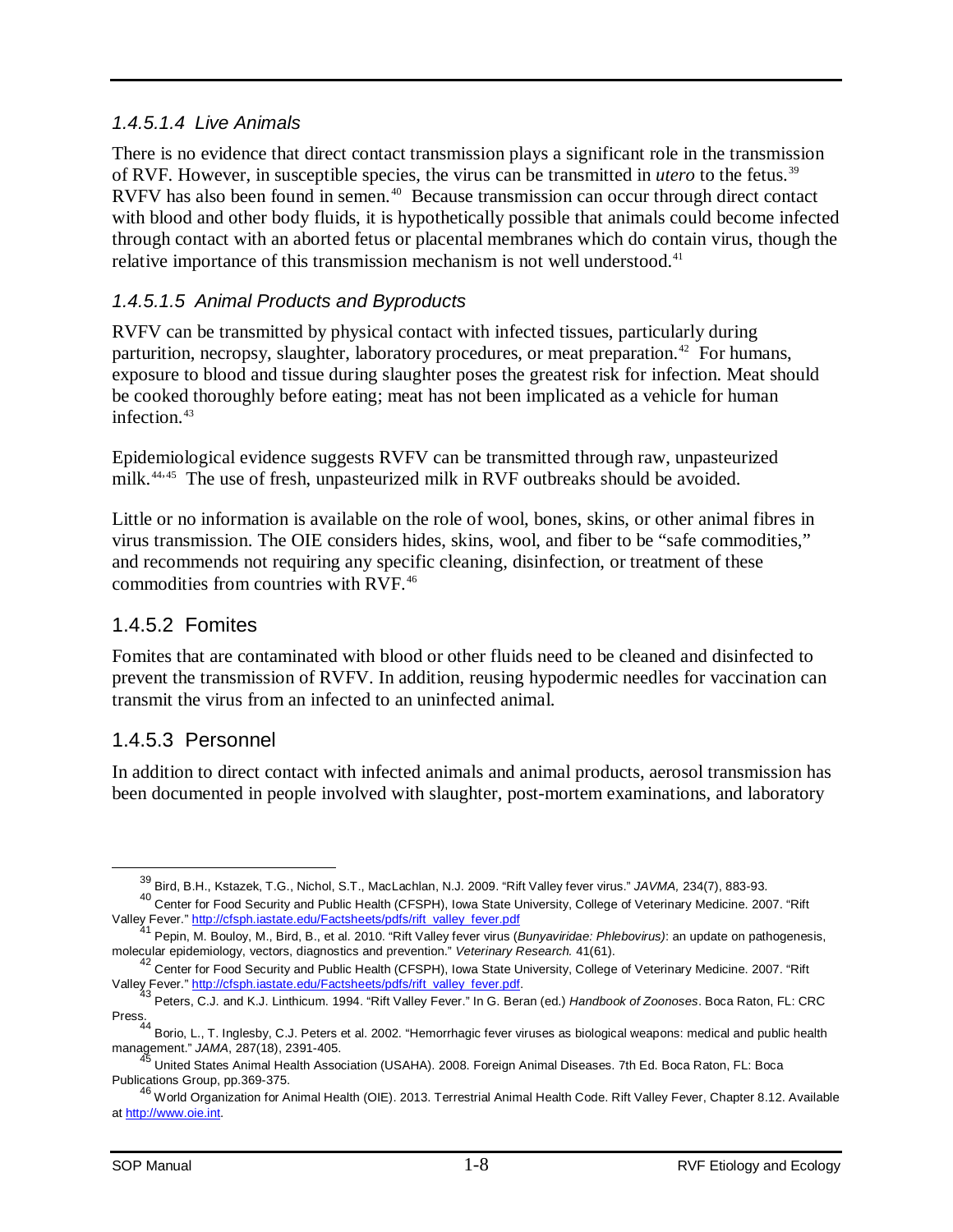#### 1.4.5.1.4 Live Animals

There is no evidence that direct contact transmission plays a significant role in the transmission of RVF. However, in susceptible species, the virus can be transmitted in *utero* to the fetus.[39] RVFV has also been found in semen.[40] Because transmission can occur through direct contact with blood and other body fluids, it is hypothetically possible that animals could become infected through contact with an aborted fetus or placental membranes which do contain virus, though the relative importance of this transmission mechanism is not well understood.[41]

#### 1.4.5.1.5 Animal Products and Byproducts

RVFV can be transmitted by physical contact with infected tissues, particularly during parturition, necropsy, slaughter, laboratory procedures, or meat preparation.[42] For humans, exposure to blood and tissue during slaughter poses the greatest risk for infection. Meat should be cooked thoroughly before eating; meat has not been implicated as a vehicle for human infection.[43]

Epidemiological evidence suggests RVFV can be transmitted through raw, unpasteurized milk.[44,45] The use of fresh, unpasteurized milk in RVF outbreaks should be avoided.

Little or no information is available on the role of wool, bones, skins, or other animal fibres in virus transmission. The OIE considers hides, skins, wool, and fiber to be "safe commodities," and recommends not requiring any specific cleaning, disinfection, or treatment of these commodities from countries with RVF.[46]

### 1.4.5.2 Fomites

Fomites that are contaminated with blood or other fluids need to be cleaned and disinfected to prevent the transmission of RVFV. In addition, reusing hypodermic needles for vaccination can transmit the virus from an infected to an uninfected animal.

### 1.4.5.3 Personnel

In addition to direct contact with infected animals and animal products, aerosol transmission has been documented in people involved with slaughter, post-mortem examinations, and laboratory

---

[39] Bird, B.H., Kstazek, T.G., Nichol, S.T., MacLachlan, N.J. 2009. "Rift Valley fever virus." *JAVMA,* 234(7), 883-93.

[40] Center for Food Security and Public Health (CFSPH), Iowa State University, College of Veterinary Medicine. 2007. "Rift Valley Fever." http://cfsph.iastate.edu/Factsheets/pdfs/rift_valley_fever.pdf

[41] Pepin, M. Bouloy, M., Bird, B., et al. 2010. "Rift Valley fever virus (*Bunyaviridae: Phlebovirus)*: an update on pathogenesis, molecular epidemiology, vectors, diagnostics and prevention." *Veterinary Research.* 41(61).

[42] Center for Food Security and Public Health (CFSPH), Iowa State University, College of Veterinary Medicine. 2007. "Rift Valley Fever." http://cfsph.iastate.edu/Factsheets/pdfs/rift_valley_fever.pdf.

[43] Peters, C.J. and K.J. Linthicum. 1994. "Rift Valley Fever." In G. Beran (ed.) *Handbook of Zoonoses*. Boca Raton, FL: CRC Press.

[44] Borio, L., T. Inglesby, C.J. Peters et al. 2002. "Hemorrhagic fever viruses as biological weapons: medical and public health management." *JAMA*, 287(18), 2391-405.

[45] United States Animal Health Association (USAHA). 2008. Foreign Animal Diseases. 7th Ed. Boca Raton, FL: Boca Publications Group, pp.369-375.

[46] World Organization for Animal Health (OIE). 2013. Terrestrial Animal Health Code. Rift Valley Fever, Chapter 8.12. Available at http://www.oie.int.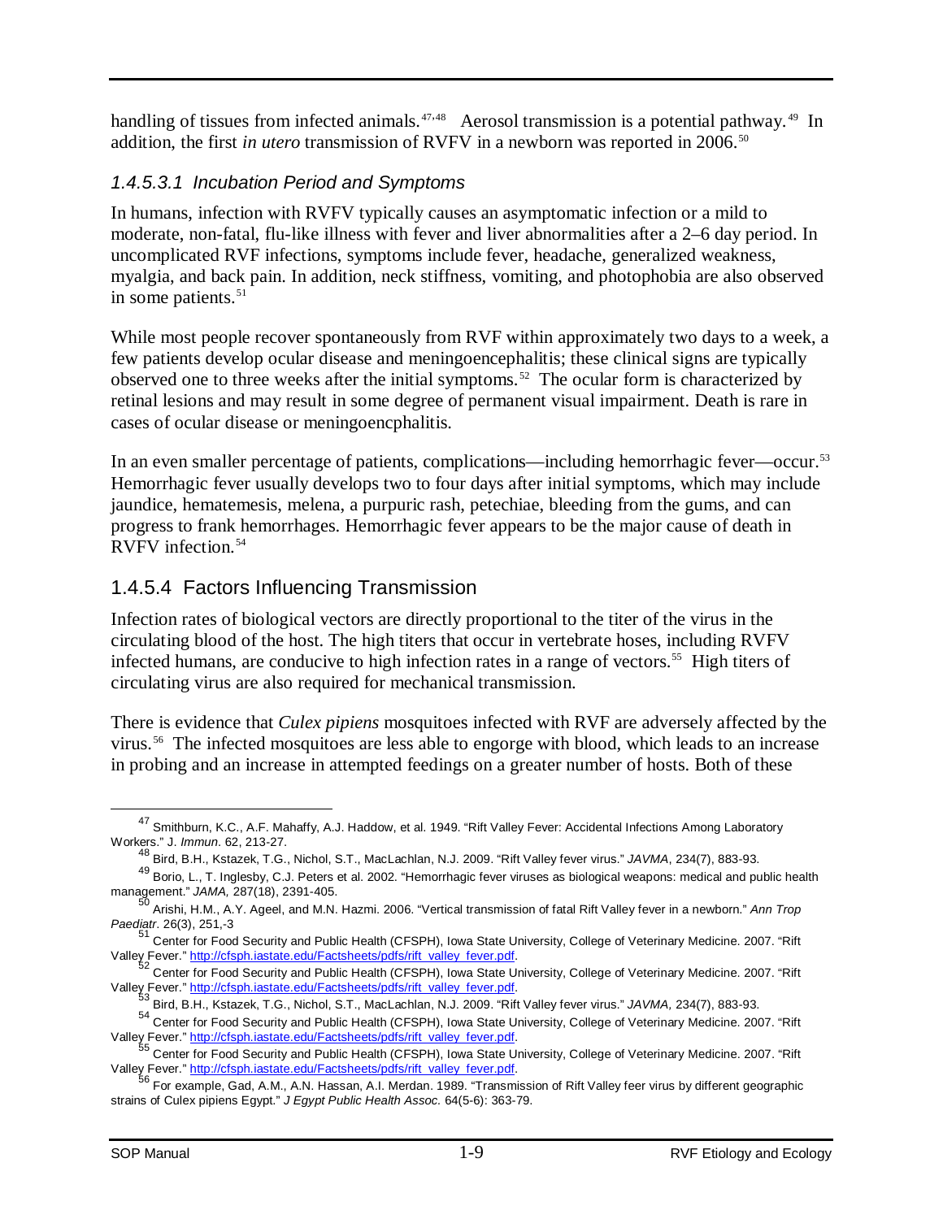handling of tissues from infected animals.[47,48] Aerosol transmission is a potential pathway.[49] In addition, the first *in utero* transmission of RVFV in a newborn was reported in 2006.[50]

#### *1.4.5.3.1 Incubation Period and Symptoms*

In humans, infection with RVFV typically causes an asymptomatic infection or a mild to moderate, non-fatal, flu-like illness with fever and liver abnormalities after a 2–6 day period. In uncomplicated RVF infections, symptoms include fever, headache, generalized weakness, myalgia, and back pain. In addition, neck stiffness, vomiting, and photophobia are also observed in some patients.[51]

While most people recover spontaneously from RVF within approximately two days to a week, a few patients develop ocular disease and meningoencephalitis; these clinical signs are typically observed one to three weeks after the initial symptoms.[52] The ocular form is characterized by retinal lesions and may result in some degree of permanent visual impairment. Death is rare in cases of ocular disease or meningoencphalitis.

In an even smaller percentage of patients, complications—including hemorrhagic fever—occur.[53] Hemorrhagic fever usually develops two to four days after initial symptoms, which may include jaundice, hematemesis, melena, a purpuric rash, petechiae, bleeding from the gums, and can progress to frank hemorrhages. Hemorrhagic fever appears to be the major cause of death in RVFV infection.[54]

### 1.4.5.4 Factors Influencing Transmission

Infection rates of biological vectors are directly proportional to the titer of the virus in the circulating blood of the host. The high titers that occur in vertebrate hoses, including RVFV infected humans, are conducive to high infection rates in a range of vectors.[55] High titers of circulating virus are also required for mechanical transmission.

There is evidence that *Culex pipiens* mosquitoes infected with RVF are adversely affected by the virus.[56] The infected mosquitoes are less able to engorge with blood, which leads to an increase in probing and an increase in attempted feedings on a greater number of hosts. Both of these

---

[47] Smithburn, K.C., A.F. Mahaffy, A.J. Haddow, et al. 1949. "Rift Valley Fever: Accidental Infections Among Laboratory Workers." J. *Immun*. 62, 213-27.

[48] Bird, B.H., Kstazek, T.G., Nichol, S.T., MacLachlan, N.J. 2009. "Rift Valley fever virus." *JAVMA*, 234(7), 883-93.

[49] Borio, L., T. Inglesby, C.J. Peters et al. 2002. "Hemorrhagic fever viruses as biological weapons: medical and public health management." *JAMA,* 287(18), 2391-405.

[50] Arishi, H.M., A.Y. Ageel, and M.N. Hazmi. 2006. "Vertical transmission of fatal Rift Valley fever in a newborn." *Ann Trop Paediatr*. 26(3), 251,-3

[51] Center for Food Security and Public Health (CFSPH), Iowa State University, College of Veterinary Medicine. 2007. "Rift Valley Fever." http://cfsph.iastate.edu/Factsheets/pdfs/rift_valley_fever.pdf.

[52] Center for Food Security and Public Health (CFSPH), Iowa State University, College of Veterinary Medicine. 2007. "Rift Valley Fever." http://cfsph.iastate.edu/Factsheets/pdfs/rift_valley_fever.pdf.

[53] Bird, B.H., Kstazek, T.G., Nichol, S.T., MacLachlan, N.J. 2009. "Rift Valley fever virus." *JAVMA,* 234(7), 883-93.

[54] Center for Food Security and Public Health (CFSPH), Iowa State University, College of Veterinary Medicine. 2007. "Rift Valley Fever." http://cfsph.iastate.edu/Factsheets/pdfs/rift_valley_fever.pdf.

[55] Center for Food Security and Public Health (CFSPH), Iowa State University, College of Veterinary Medicine. 2007. "Rift Valley Fever." http://cfsph.iastate.edu/Factsheets/pdfs/rift_valley_fever.pdf.

[56] For example, Gad, A.M., A.N. Hassan, A.I. Merdan. 1989. "Transmission of Rift Valley feer virus by different geographic strains of Culex pipiens Egypt." *J Egypt Public Health Assoc.* 64(5-6): 363-79.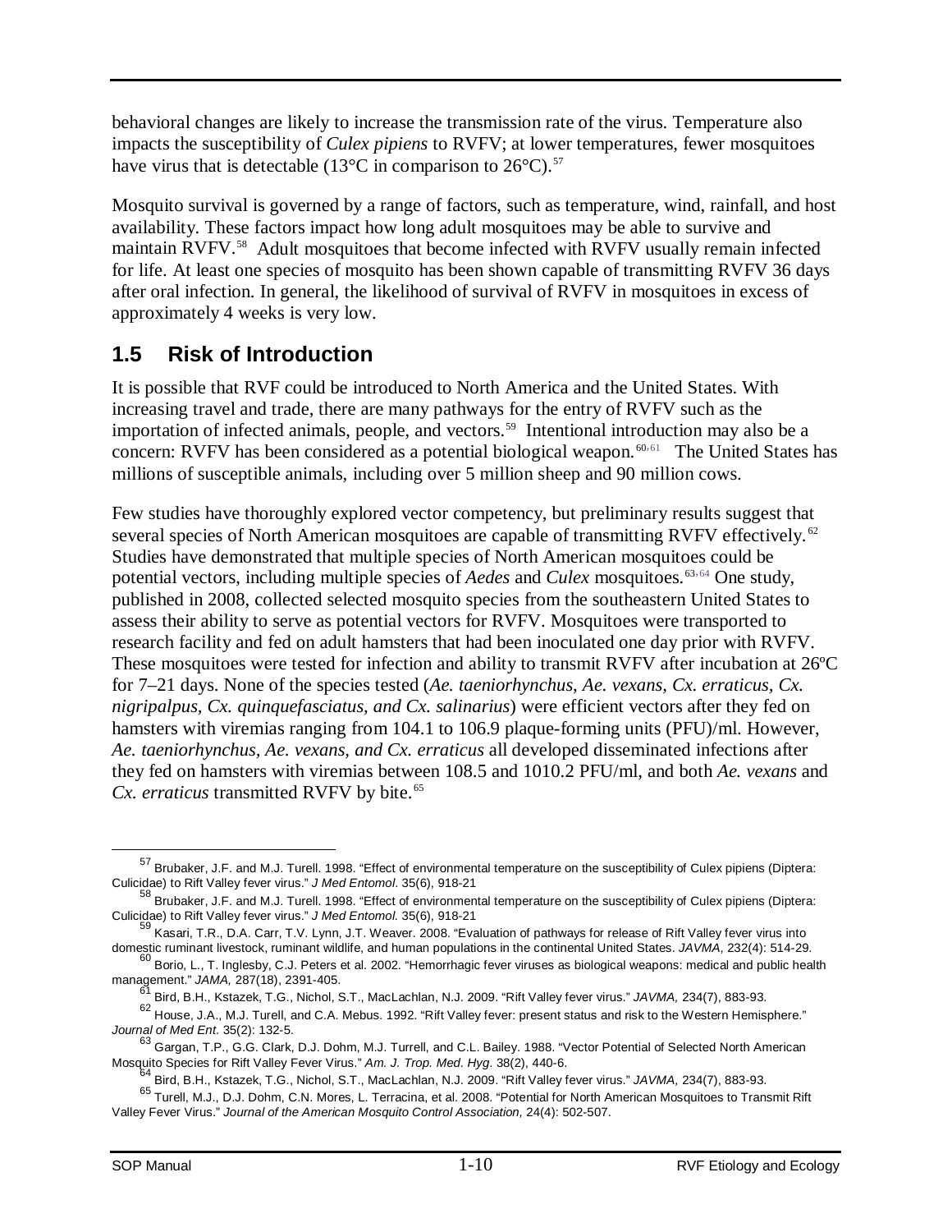behavioral changes are likely to increase the transmission rate of the virus. Temperature also impacts the susceptibility of *Culex pipiens* to RVFV; at lower temperatures, fewer mosquitoes have virus that is detectable (13°C in comparison to 26°C).[57]

Mosquito survival is governed by a range of factors, such as temperature, wind, rainfall, and host availability. These factors impact how long adult mosquitoes may be able to survive and maintain RVFV.[58] Adult mosquitoes that become infected with RVFV usually remain infected for life. At least one species of mosquito has been shown capable of transmitting RVFV 36 days after oral infection. In general, the likelihood of survival of RVFV in mosquitoes in excess of approximately 4 weeks is very low.

## 1.5 Risk of Introduction

It is possible that RVF could be introduced to North America and the United States. With increasing travel and trade, there are many pathways for the entry of RVFV such as the importation of infected animals, people, and vectors.[59] Intentional introduction may also be a concern: RVFV has been considered as a potential biological weapon.[60,61] The United States has millions of susceptible animals, including over 5 million sheep and 90 million cows.

Few studies have thoroughly explored vector competency, but preliminary results suggest that several species of North American mosquitoes are capable of transmitting RVFV effectively.[62] Studies have demonstrated that multiple species of North American mosquitoes could be potential vectors, including multiple species of *Aedes* and *Culex* mosquitoes.[63,64] One study, published in 2008, collected selected mosquito species from the southeastern United States to assess their ability to serve as potential vectors for RVFV. Mosquitoes were transported to research facility and fed on adult hamsters that had been inoculated one day prior with RVFV. These mosquitoes were tested for infection and ability to transmit RVFV after incubation at 26ºC for 7–21 days. None of the species tested (*Ae. taeniorhynchus, Ae. vexans, Cx. erraticus, Cx. nigripalpus, Cx. quinquefasciatus, and Cx. salinarius*) were efficient vectors after they fed on hamsters with viremias ranging from 104.1 to 106.9 plaque-forming units (PFU)/ml. However, *Ae. taeniorhynchus, Ae. vexans, and Cx. erraticus* all developed disseminated infections after they fed on hamsters with viremias between 108.5 and 1010.2 PFU/ml, and both *Ae. vexans* and *Cx. erraticus* transmitted RVFV by bite.[65]

---

[57] Brubaker, J.F. and M.J. Turell. 1998. "Effect of environmental temperature on the susceptibility of Culex pipiens (Diptera: Culicidae) to Rift Valley fever virus." *J Med Entomol*. 35(6), 918-21

[58] Brubaker, J.F. and M.J. Turell. 1998. "Effect of environmental temperature on the susceptibility of Culex pipiens (Diptera: Culicidae) to Rift Valley fever virus." *J Med Entomol.* 35(6), 918-21

[59] Kasari, T.R., D.A. Carr, T.V. Lynn, J.T. Weaver. 2008. "Evaluation of pathways for release of Rift Valley fever virus into domestic ruminant livestock, ruminant wildlife, and human populations in the continental United States. *JAVMA*, 232(4): 514-29.

[60] Borio, L., T. Inglesby, C.J. Peters et al. 2002. "Hemorrhagic fever viruses as biological weapons: medical and public health management." *JAMA,* 287(18), 2391-405.

[61] Bird, B.H., Kstazek, T.G., Nichol, S.T., MacLachlan, N.J. 2009. "Rift Valley fever virus." *JAVMA,* 234(7), 883-93.

[62] House, J.A., M.J. Turell, and C.A. Mebus. 1992. "Rift Valley fever: present status and risk to the Western Hemisphere." *Journal of Med Ent*. 35(2): 132-5.

[63] Gargan, T.P., G.G. Clark, D.J. Dohm, M.J. Turrell, and C.L. Bailey. 1988. "Vector Potential of Selected North American Mosquito Species for Rift Valley Fever Virus." *Am. J. Trop. Med. Hyg*. 38(2), 440-6.

[64] Bird, B.H., Kstazek, T.G., Nichol, S.T., MacLachlan, N.J. 2009. "Rift Valley fever virus." *JAVMA,* 234(7), 883-93.

[65] Turell, M.J., D.J. Dohm, C.N. Mores, L. Terracina, et al. 2008. "Potential for North American Mosquitoes to Transmit Rift Valley Fever Virus." *Journal of the American Mosquito Control Association,* 24(4): 502-507.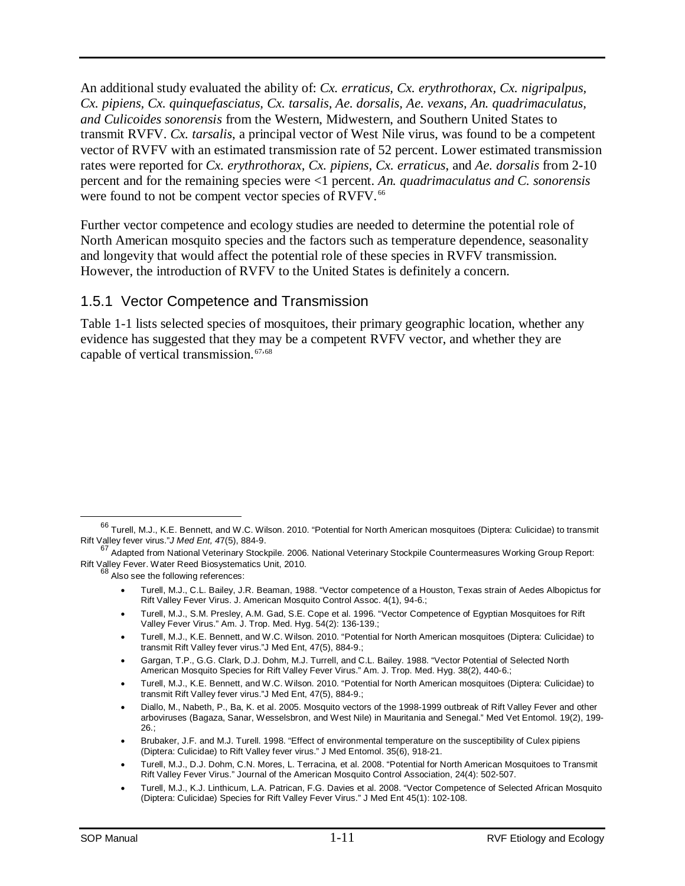An additional study evaluated the ability of: *Cx. erraticus, Cx. erythrothorax, Cx. nigripalpus, Cx. pipiens, Cx. quinquefasciatus, Cx. tarsalis, Ae. dorsalis, Ae. vexans, An. quadrimaculatus, and Culicoides sonorensis* from the Western, Midwestern, and Southern United States to transmit RVFV. *Cx. tarsalis*, a principal vector of West Nile virus, was found to be a competent vector of RVFV with an estimated transmission rate of 52 percent. Lower estimated transmission rates were reported for *Cx. erythrothorax, Cx. pipiens, Cx. erraticus,* and *Ae. dorsalis* from 2-10 percent and for the remaining species were <1 percent. *An. quadrimaculatus and C. sonorensis* were found to not be compent vector species of RVFV.[66]

Further vector competence and ecology studies are needed to determine the potential role of North American mosquito species and the factors such as temperature dependence, seasonality and longevity that would affect the potential role of these species in RVFV transmission. However, the introduction of RVFV to the United States is definitely a concern.

## 1.5.1 Vector Competence and Transmission

Table 1-1 lists selected species of mosquitoes, their primary geographic location, whether any evidence has suggested that they may be a competent RVFV vector, and whether they are capable of vertical transmission.[67,68]

---

[66] Turell, M.J., K.E. Bennett, and W.C. Wilson. 2010. "Potential for North American mosquitoes (Diptera: Culicidae) to transmit Rift Valley fever virus."*J Med Ent, 4*7(5), 884-9.

[67] Adapted from National Veterinary Stockpile. 2006. National Veterinary Stockpile Countermeasures Working Group Report: Rift Valley Fever. Water Reed Biosystematics Unit, 2010.

[68] Also see the following references:

- Turell, M.J., C.L. Bailey, J.R. Beaman, 1988. "Vector competence of a Houston, Texas strain of Aedes Albopictus for Rift Valley Fever Virus. J. American Mosquito Control Assoc. 4(1), 94-6.;
- Turell, M.J., S.M. Presley, A.M. Gad, S.E. Cope et al. 1996. "Vector Competence of Egyptian Mosquitoes for Rift Valley Fever Virus." Am. J. Trop. Med. Hyg. 54(2): 136-139.;
- Turell, M.J., K.E. Bennett, and W.C. Wilson. 2010. "Potential for North American mosquitoes (Diptera: Culicidae) to transmit Rift Valley fever virus."J Med Ent, 47(5), 884-9.;
- Gargan, T.P., G.G. Clark, D.J. Dohm, M.J. Turrell, and C.L. Bailey. 1988. "Vector Potential of Selected North American Mosquito Species for Rift Valley Fever Virus." Am. J. Trop. Med. Hyg. 38(2), 440-6.;
- Turell, M.J., K.E. Bennett, and W.C. Wilson. 2010. "Potential for North American mosquitoes (Diptera: Culicidae) to transmit Rift Valley fever virus."J Med Ent, 47(5), 884-9.;
- Diallo, M., Nabeth, P., Ba, K. et al. 2005. Mosquito vectors of the 1998-1999 outbreak of Rift Valley Fever and other arboviruses (Bagaza, Sanar, Wesselsbron, and West Nile) in Mauritania and Senegal." Med Vet Entomol. 19(2), 199-26.;
- Brubaker, J.F. and M.J. Turell. 1998. "Effect of environmental temperature on the susceptibility of Culex pipiens (Diptera: Culicidae) to Rift Valley fever virus." J Med Entomol. 35(6), 918-21.
- Turell, M.J., D.J. Dohm, C.N. Mores, L. Terracina, et al. 2008. "Potential for North American Mosquitoes to Transmit Rift Valley Fever Virus." Journal of the American Mosquito Control Association, 24(4): 502-507.
- Turell, M.J., K.J. Linthicum, L.A. Patrican, F.G. Davies et al. 2008. "Vector Competence of Selected African Mosquito (Diptera: Culicidae) Species for Rift Valley Fever Virus." J Med Ent 45(1): 102-108.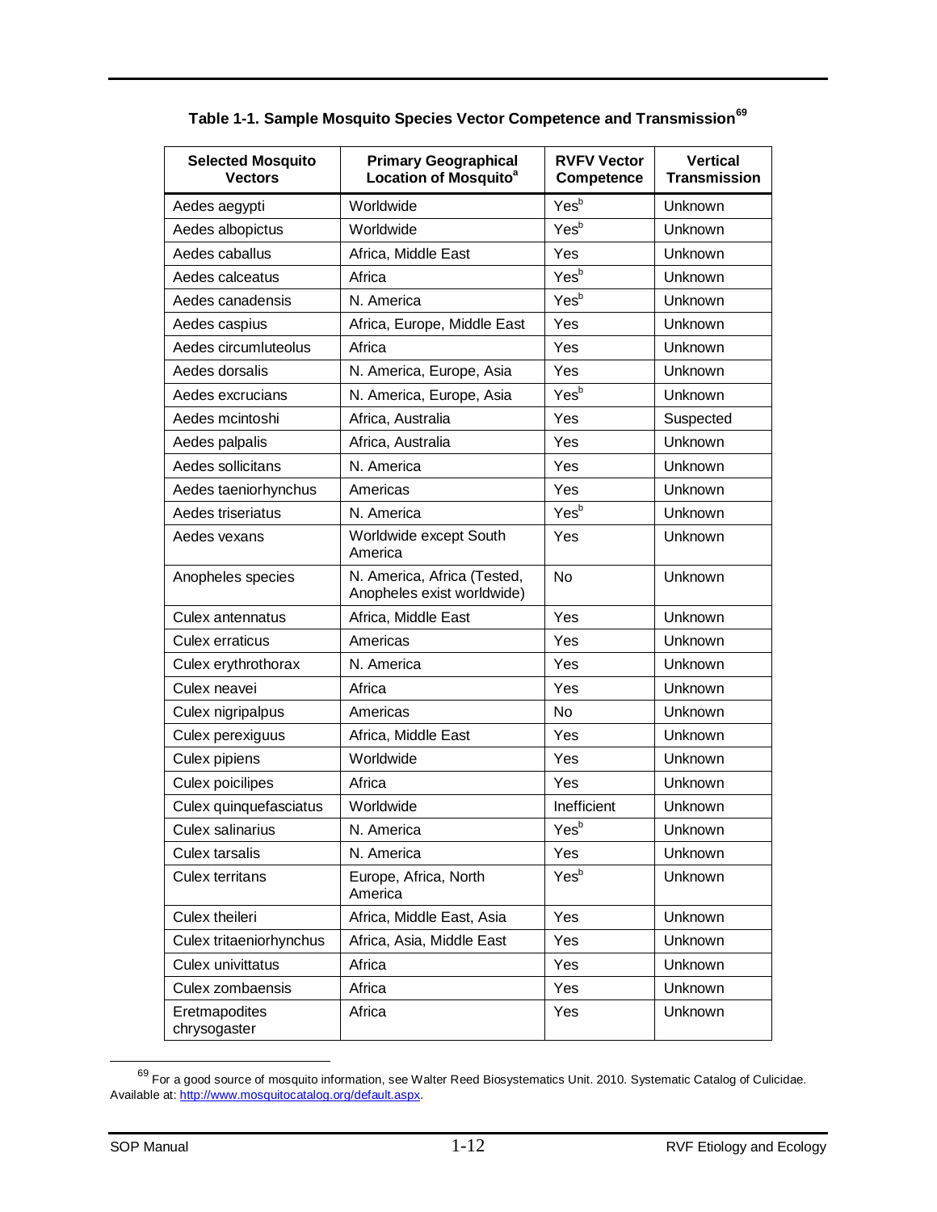**Table 1-1. Sample Mosquito Species Vector Competence and Transmission[69]**

| Selected Mosquito Vectors | Primary Geographical Location of Mosquito[a] | RVFV Vector Competence | Vertical Transmission |
|---|---|---|---|
| Aedes aegypti | Worldwide | Yes[b] | Unknown |
| Aedes albopictus | Worldwide | Yes[b] | Unknown |
| Aedes caballus | Africa, Middle East | Yes | Unknown |
| Aedes calceatus | Africa | Yes[b] | Unknown |
| Aedes canadensis | N. America | Yes[b] | Unknown |
| Aedes caspius | Africa, Europe, Middle East | Yes | Unknown |
| Aedes circumluteolus | Africa | Yes | Unknown |
| Aedes dorsalis | N. America, Europe, Asia | Yes | Unknown |
| Aedes excrucians | N. America, Europe, Asia | Yes[b] | Unknown |
| Aedes mcintoshi | Africa, Australia | Yes | Suspected |
| Aedes palpalis | Africa, Australia | Yes | Unknown |
| Aedes sollicitans | N. America | Yes | Unknown |
| Aedes taeniorhynchus | Americas | Yes | Unknown |
| Aedes triseriatus | N. America | Yes[b] | Unknown |
| Aedes vexans | Worldwide except South America | Yes | Unknown |
| Anopheles species | N. America, Africa (Tested, Anopheles exist worldwide) | No | Unknown |
| Culex antennatus | Africa, Middle East | Yes | Unknown |
| Culex erraticus | Americas | Yes | Unknown |
| Culex erythrothorax | N. America | Yes | Unknown |
| Culex neavei | Africa | Yes | Unknown |
| Culex nigripalpus | Americas | No | Unknown |
| Culex perexiguus | Africa, Middle East | Yes | Unknown |
| Culex pipiens | Worldwide | Yes | Unknown |
| Culex poicilipes | Africa | Yes | Unknown |
| Culex quinquefasciatus | Worldwide | Inefficient | Unknown |
| Culex salinarius | N. America | Yes[b] | Unknown |
| Culex tarsalis | N. America | Yes | Unknown |
| Culex territans | Europe, Africa, North America | Yes[b] | Unknown |
| Culex theileri | Africa, Middle East, Asia | Yes | Unknown |
| Culex tritaeniorhynchus | Africa, Asia, Middle East | Yes | Unknown |
| Culex univittatus | Africa | Yes | Unknown |
| Culex zombaensis | Africa | Yes | Unknown |
| Eretmapodites chrysogaster | Africa | Yes | Unknown |

[69] For a good source of mosquito information, see Walter Reed Biosystematics Unit. 2010. Systematic Catalog of Culicidae. Available at: http://www.mosquitocatalog.org/default.aspx.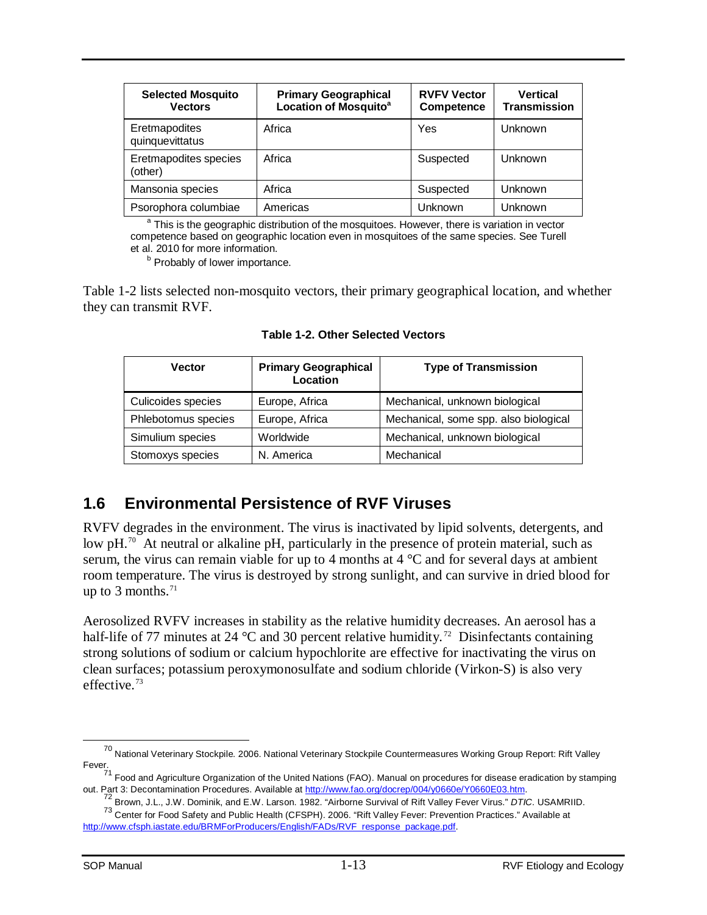| Selected Mosquito Vectors | Primary Geographical Location of Mosquito[a] | RVFV Vector Competence | Vertical Transmission |
|---|---|---|---|
| Eretmapodites quinquevittatus | Africa | Yes | Unknown |
| Eretmapodites species (other) | Africa | Suspected | Unknown |
| Mansonia species | Africa | Suspected | Unknown |
| Psorophora columbiae | Americas | Unknown | Unknown |

[a] This is the geographic distribution of the mosquitoes. However, there is variation in vector competence based on geographic location even in mosquitoes of the same species. See Turell et al. 2010 for more information.

[b] Probably of lower importance.

Table 1-2 lists selected non-mosquito vectors, their primary geographical location, and whether they can transmit RVF.

**Table 1-2. Other Selected Vectors**

| Vector | Primary Geographical Location | Type of Transmission |
|---|---|---|
| Culicoides species | Europe, Africa | Mechanical, unknown biological |
| Phlebotomus species | Europe, Africa | Mechanical, some spp. also biological |
| Simulium species | Worldwide | Mechanical, unknown biological |
| Stomoxys species | N. America | Mechanical |

## 1.6 Environmental Persistence of RVF Viruses

RVFV degrades in the environment. The virus is inactivated by lipid solvents, detergents, and low pH.[70] At neutral or alkaline pH, particularly in the presence of protein material, such as serum, the virus can remain viable for up to 4 months at 4 °C and for several days at ambient room temperature. The virus is destroyed by strong sunlight, and can survive in dried blood for up to 3 months.[71]

Aerosolized RVFV increases in stability as the relative humidity decreases. An aerosol has a half-life of 77 minutes at 24 °C and 30 percent relative humidity.[72] Disinfectants containing strong solutions of sodium or calcium hypochlorite are effective for inactivating the virus on clean surfaces; potassium peroxymonosulfate and sodium chloride (Virkon-S) is also very effective.[73]

---

[70] National Veterinary Stockpile. 2006. National Veterinary Stockpile Countermeasures Working Group Report: Rift Valley Fever.

[71] Food and Agriculture Organization of the United Nations (FAO). Manual on procedures for disease eradication by stamping out. Part 3: Decontamination Procedures. Available at http://www.fao.org/docrep/004/y0660e/Y0660E03.htm.

[72] Brown, J.L., J.W. Dominik, and E.W. Larson. 1982. "Airborne Survival of Rift Valley Fever Virus." *DTIC*. USAMRIID.

[73] Center for Food Safety and Public Health (CFSPH). 2006. "Rift Valley Fever: Prevention Practices." Available at http://www.cfsph.iastate.edu/BRMForProducers/English/FADs/RVF_response_package.pdf.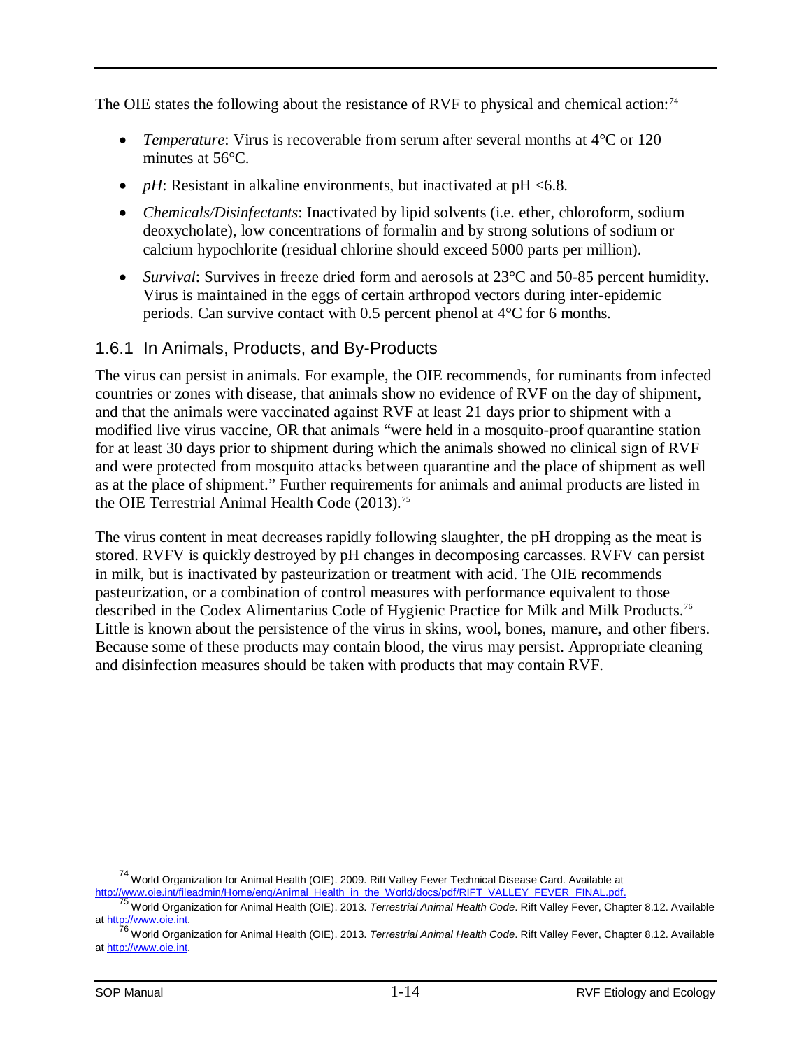The OIE states the following about the resistance of RVF to physical and chemical action:[74]

- *Temperature*: Virus is recoverable from serum after several months at 4°C or 120 minutes at 56°C.
- *pH*: Resistant in alkaline environments, but inactivated at pH <6.8.
- *Chemicals/Disinfectants*: Inactivated by lipid solvents (i.e. ether, chloroform, sodium deoxycholate), low concentrations of formalin and by strong solutions of sodium or calcium hypochlorite (residual chlorine should exceed 5000 parts per million).
- *Survival*: Survives in freeze dried form and aerosols at 23°C and 50-85 percent humidity. Virus is maintained in the eggs of certain arthropod vectors during inter-epidemic periods. Can survive contact with 0.5 percent phenol at 4°C for 6 months.

### 1.6.1 In Animals, Products, and By-Products

The virus can persist in animals. For example, the OIE recommends, for ruminants from infected countries or zones with disease, that animals show no evidence of RVF on the day of shipment, and that the animals were vaccinated against RVF at least 21 days prior to shipment with a modified live virus vaccine, OR that animals "were held in a mosquito-proof quarantine station for at least 30 days prior to shipment during which the animals showed no clinical sign of RVF and were protected from mosquito attacks between quarantine and the place of shipment as well as at the place of shipment." Further requirements for animals and animal products are listed in the OIE Terrestrial Animal Health Code (2013).[75]

The virus content in meat decreases rapidly following slaughter, the pH dropping as the meat is stored. RVFV is quickly destroyed by pH changes in decomposing carcasses. RVFV can persist in milk, but is inactivated by pasteurization or treatment with acid. The OIE recommends pasteurization, or a combination of control measures with performance equivalent to those described in the Codex Alimentarius Code of Hygienic Practice for Milk and Milk Products.[76] Little is known about the persistence of the virus in skins, wool, bones, manure, and other fibers. Because some of these products may contain blood, the virus may persist. Appropriate cleaning and disinfection measures should be taken with products that may contain RVF.

---

[74] World Organization for Animal Health (OIE). 2009. Rift Valley Fever Technical Disease Card. Available at http://www.oie.int/fileadmin/Home/eng/Animal_Health_in_the_World/docs/pdf/RIFT_VALLEY_FEVER_FINAL.pdf.

[75] World Organization for Animal Health (OIE). 2013. *Terrestrial Animal Health Code*. Rift Valley Fever, Chapter 8.12. Available at http://www.oie.int.

[76] World Organization for Animal Health (OIE). 2013. *Terrestrial Animal Health Code*. Rift Valley Fever, Chapter 8.12. Available at http://www.oie.int.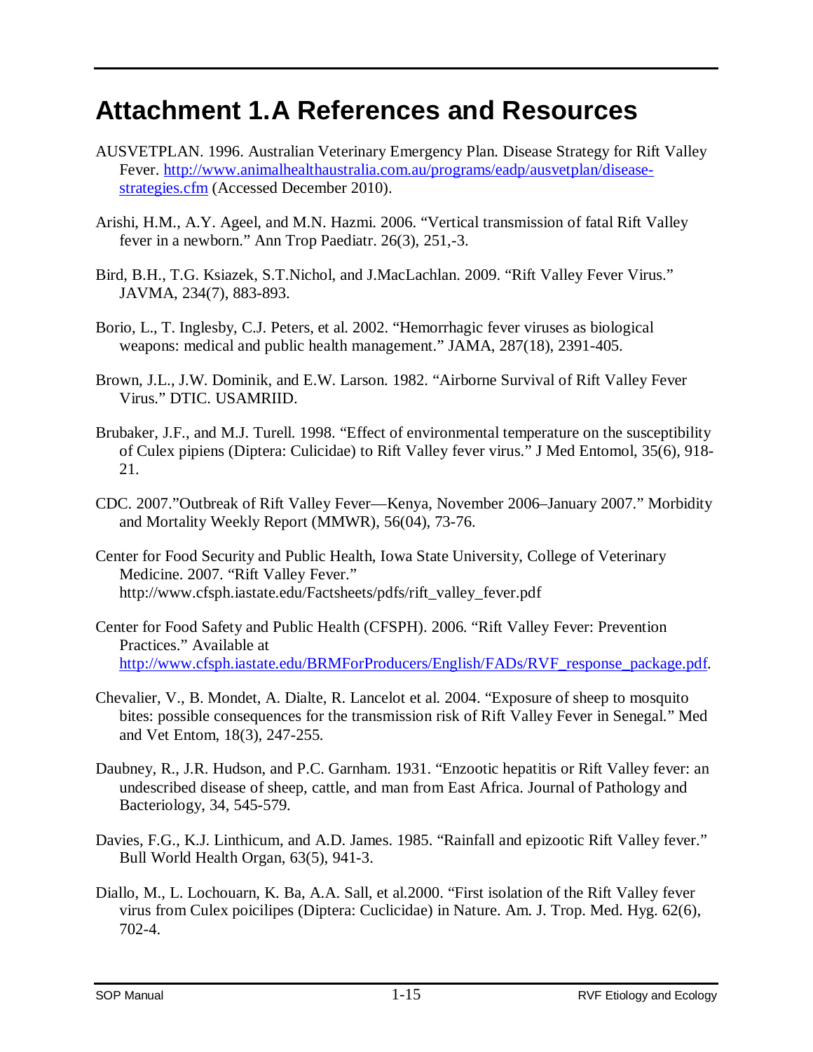# Attachment 1.A References and Resources

AUSVETPLAN. 1996. Australian Veterinary Emergency Plan. Disease Strategy for Rift Valley Fever. http://www.animalhealthaustralia.com.au/programs/eadp/ausvetplan/disease-strategies.cfm (Accessed December 2010).

Arishi, H.M., A.Y. Ageel, and M.N. Hazmi. 2006. "Vertical transmission of fatal Rift Valley fever in a newborn." Ann Trop Paediatr. 26(3), 251,-3.

Bird, B.H., T.G. Ksiazek, S.T.Nichol, and J.MacLachlan. 2009. "Rift Valley Fever Virus." JAVMA, 234(7), 883-893.

Borio, L., T. Inglesby, C.J. Peters, et al. 2002. "Hemorrhagic fever viruses as biological weapons: medical and public health management." JAMA, 287(18), 2391-405.

Brown, J.L., J.W. Dominik, and E.W. Larson. 1982. "Airborne Survival of Rift Valley Fever Virus." DTIC. USAMRIID.

Brubaker, J.F., and M.J. Turell. 1998. "Effect of environmental temperature on the susceptibility of Culex pipiens (Diptera: Culicidae) to Rift Valley fever virus." J Med Entomol, 35(6), 918-21.

CDC. 2007."Outbreak of Rift Valley Fever—Kenya, November 2006–January 2007." Morbidity and Mortality Weekly Report (MMWR), 56(04), 73-76.

Center for Food Security and Public Health, Iowa State University, College of Veterinary Medicine. 2007. "Rift Valley Fever." http://www.cfsph.iastate.edu/Factsheets/pdfs/rift_valley_fever.pdf

Center for Food Safety and Public Health (CFSPH). 2006. "Rift Valley Fever: Prevention Practices." Available at http://www.cfsph.iastate.edu/BRMForProducers/English/FADs/RVF_response_package.pdf.

Chevalier, V., B. Mondet, A. Dialte, R. Lancelot et al. 2004. "Exposure of sheep to mosquito bites: possible consequences for the transmission risk of Rift Valley Fever in Senegal." Med and Vet Entom, 18(3), 247-255.

Daubney, R., J.R. Hudson, and P.C. Garnham. 1931. "Enzootic hepatitis or Rift Valley fever: an undescribed disease of sheep, cattle, and man from East Africa. Journal of Pathology and Bacteriology, 34, 545-579.

Davies, F.G., K.J. Linthicum, and A.D. James. 1985. "Rainfall and epizootic Rift Valley fever." Bull World Health Organ, 63(5), 941-3.

Diallo, M., L. Lochouarn, K. Ba, A.A. Sall, et al.2000. "First isolation of the Rift Valley fever virus from Culex poicilipes (Diptera: Cuclicidae) in Nature. Am. J. Trop. Med. Hyg. 62(6), 702-4.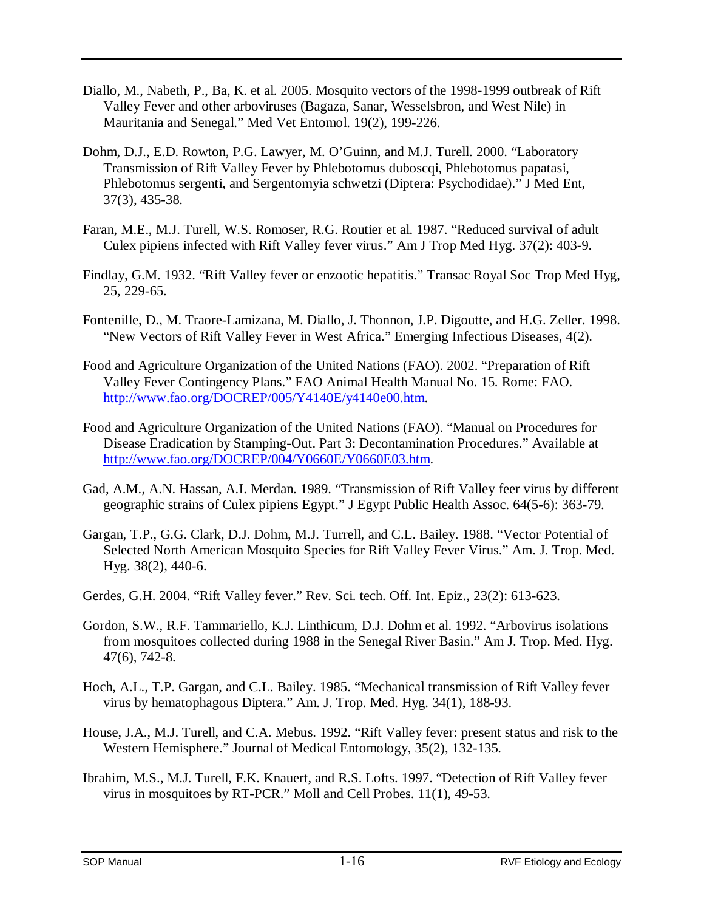Diallo, M., Nabeth, P., Ba, K. et al. 2005. Mosquito vectors of the 1998-1999 outbreak of Rift Valley Fever and other arboviruses (Bagaza, Sanar, Wesselsbron, and West Nile) in Mauritania and Senegal." Med Vet Entomol. 19(2), 199-226.

Dohm, D.J., E.D. Rowton, P.G. Lawyer, M. O'Guinn, and M.J. Turell. 2000. "Laboratory Transmission of Rift Valley Fever by Phlebotomus duboscqi, Phlebotomus papatasi, Phlebotomus sergenti, and Sergentomyia schwetzi (Diptera: Psychodidae)." J Med Ent, 37(3), 435-38.

Faran, M.E., M.J. Turell, W.S. Romoser, R.G. Routier et al. 1987. "Reduced survival of adult Culex pipiens infected with Rift Valley fever virus." Am J Trop Med Hyg. 37(2): 403-9.

Findlay, G.M. 1932. "Rift Valley fever or enzootic hepatitis." Transac Royal Soc Trop Med Hyg, 25, 229-65.

Fontenille, D., M. Traore-Lamizana, M. Diallo, J. Thonnon, J.P. Digoutte, and H.G. Zeller. 1998. "New Vectors of Rift Valley Fever in West Africa." Emerging Infectious Diseases, 4(2).

Food and Agriculture Organization of the United Nations (FAO). 2002. "Preparation of Rift Valley Fever Contingency Plans." FAO Animal Health Manual No. 15. Rome: FAO. http://www.fao.org/DOCREP/005/Y4140E/y4140e00.htm.

Food and Agriculture Organization of the United Nations (FAO). "Manual on Procedures for Disease Eradication by Stamping-Out. Part 3: Decontamination Procedures." Available at http://www.fao.org/DOCREP/004/Y0660E/Y0660E03.htm.

Gad, A.M., A.N. Hassan, A.I. Merdan. 1989. "Transmission of Rift Valley feer virus by different geographic strains of Culex pipiens Egypt." J Egypt Public Health Assoc. 64(5-6): 363-79.

Gargan, T.P., G.G. Clark, D.J. Dohm, M.J. Turrell, and C.L. Bailey. 1988. "Vector Potential of Selected North American Mosquito Species for Rift Valley Fever Virus." Am. J. Trop. Med. Hyg. 38(2), 440-6.

Gerdes, G.H. 2004. "Rift Valley fever." Rev. Sci. tech. Off. Int. Epiz., 23(2): 613-623.

Gordon, S.W., R.F. Tammariello, K.J. Linthicum, D.J. Dohm et al. 1992. "Arbovirus isolations from mosquitoes collected during 1988 in the Senegal River Basin." Am J. Trop. Med. Hyg. 47(6), 742-8.

Hoch, A.L., T.P. Gargan, and C.L. Bailey. 1985. "Mechanical transmission of Rift Valley fever virus by hematophagous Diptera." Am. J. Trop. Med. Hyg. 34(1), 188-93.

House, J.A., M.J. Turell, and C.A. Mebus. 1992. "Rift Valley fever: present status and risk to the Western Hemisphere." Journal of Medical Entomology, 35(2), 132-135.

Ibrahim, M.S., M.J. Turell, F.K. Knauert, and R.S. Lofts. 1997. "Detection of Rift Valley fever virus in mosquitoes by RT-PCR." Moll and Cell Probes. 11(1), 49-53.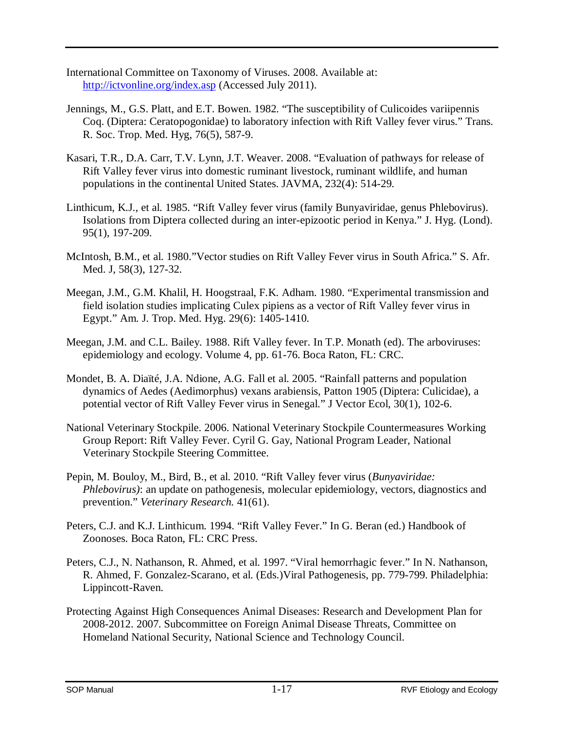International Committee on Taxonomy of Viruses. 2008. Available at: http://ictvonline.org/index.asp (Accessed July 2011).

Jennings, M., G.S. Platt, and E.T. Bowen. 1982. "The susceptibility of Culicoides variipennis Coq. (Diptera: Ceratopogonidae) to laboratory infection with Rift Valley fever virus." Trans. R. Soc. Trop. Med. Hyg, 76(5), 587-9.

Kasari, T.R., D.A. Carr, T.V. Lynn, J.T. Weaver. 2008. "Evaluation of pathways for release of Rift Valley fever virus into domestic ruminant livestock, ruminant wildlife, and human populations in the continental United States. JAVMA, 232(4): 514-29.

Linthicum, K.J., et al. 1985. "Rift Valley fever virus (family Bunyaviridae, genus Phlebovirus). Isolations from Diptera collected during an inter-epizootic period in Kenya." J. Hyg. (Lond). 95(1), 197-209.

McIntosh, B.M., et al. 1980."Vector studies on Rift Valley Fever virus in South Africa." S. Afr. Med. J, 58(3), 127-32.

Meegan, J.M., G.M. Khalil, H. Hoogstraal, F.K. Adham. 1980. "Experimental transmission and field isolation studies implicating Culex pipiens as a vector of Rift Valley fever virus in Egypt." Am. J. Trop. Med. Hyg. 29(6): 1405-1410.

Meegan, J.M. and C.L. Bailey. 1988. Rift Valley fever. In T.P. Monath (ed). The arboviruses: epidemiology and ecology. Volume 4, pp. 61-76. Boca Raton, FL: CRC.

Mondet, B. A. Diaïté, J.A. Ndione, A.G. Fall et al. 2005. "Rainfall patterns and population dynamics of Aedes (Aedimorphus) vexans arabiensis, Patton 1905 (Diptera: Culicidae), a potential vector of Rift Valley Fever virus in Senegal." J Vector Ecol, 30(1), 102-6.

National Veterinary Stockpile. 2006. National Veterinary Stockpile Countermeasures Working Group Report: Rift Valley Fever. Cyril G. Gay, National Program Leader, National Veterinary Stockpile Steering Committee.

Pepin, M. Bouloy, M., Bird, B., et al. 2010. "Rift Valley fever virus (*Bunyaviridae: Phlebovirus)*: an update on pathogenesis, molecular epidemiology, vectors, diagnostics and prevention." *Veterinary Research.* 41(61).

Peters, C.J. and K.J. Linthicum. 1994. "Rift Valley Fever." In G. Beran (ed.) Handbook of Zoonoses. Boca Raton, FL: CRC Press.

Peters, C.J., N. Nathanson, R. Ahmed, et al. 1997. "Viral hemorrhagic fever." In N. Nathanson, R. Ahmed, F. Gonzalez-Scarano, et al. (Eds.)Viral Pathogenesis, pp. 779-799. Philadelphia: Lippincott-Raven.

Protecting Against High Consequences Animal Diseases: Research and Development Plan for 2008-2012. 2007. Subcommittee on Foreign Animal Disease Threats, Committee on Homeland National Security, National Science and Technology Council.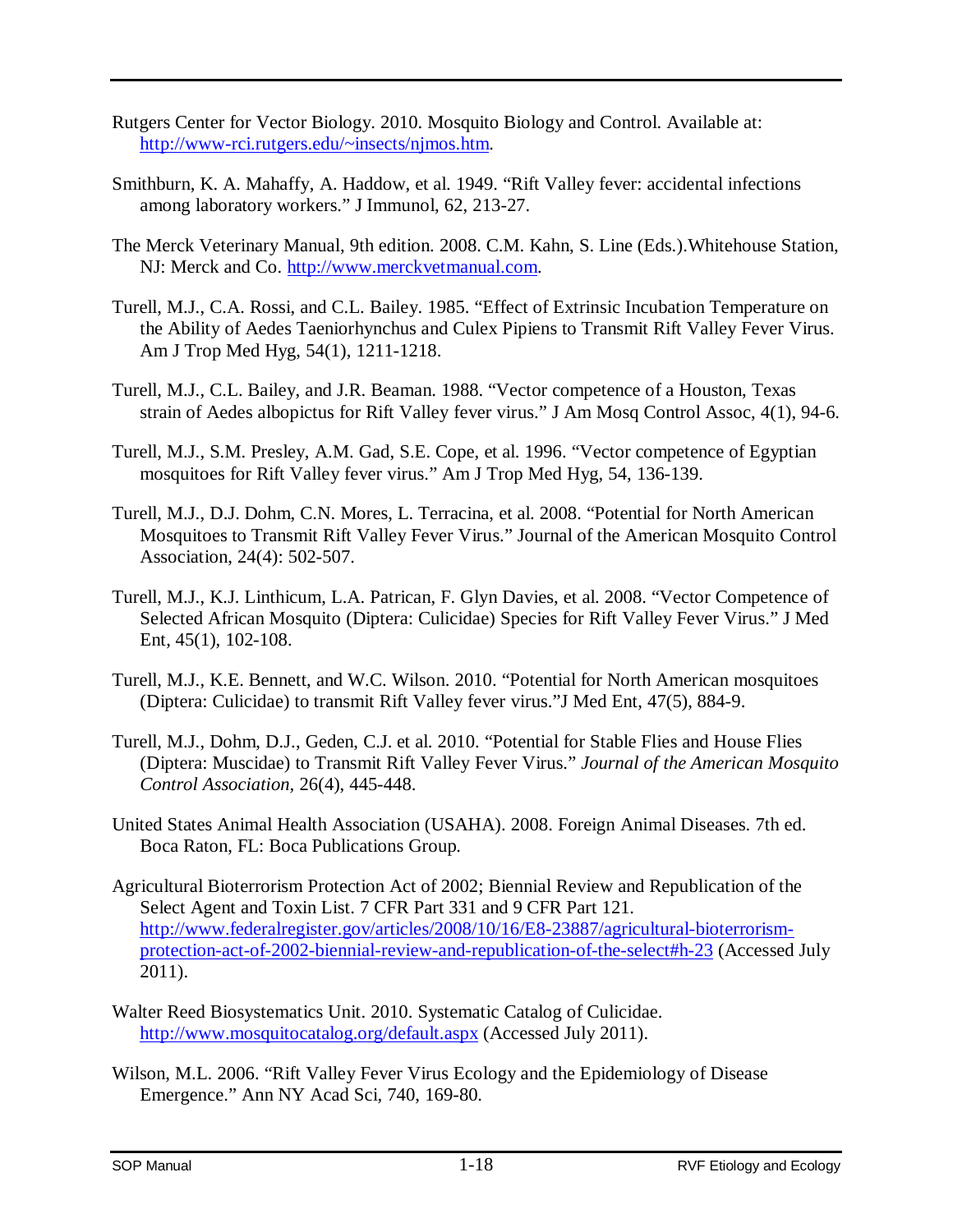Rutgers Center for Vector Biology. 2010. Mosquito Biology and Control. Available at: http://www-rci.rutgers.edu/~insects/njmos.htm.

Smithburn, K. A. Mahaffy, A. Haddow, et al. 1949. "Rift Valley fever: accidental infections among laboratory workers." J Immunol, 62, 213-27.

The Merck Veterinary Manual, 9th edition. 2008. C.M. Kahn, S. Line (Eds.).Whitehouse Station, NJ: Merck and Co. http://www.merckvetmanual.com.

Turell, M.J., C.A. Rossi, and C.L. Bailey. 1985. "Effect of Extrinsic Incubation Temperature on the Ability of Aedes Taeniorhynchus and Culex Pipiens to Transmit Rift Valley Fever Virus. Am J Trop Med Hyg, 54(1), 1211-1218.

Turell, M.J., C.L. Bailey, and J.R. Beaman. 1988. "Vector competence of a Houston, Texas strain of Aedes albopictus for Rift Valley fever virus." J Am Mosq Control Assoc, 4(1), 94-6.

Turell, M.J., S.M. Presley, A.M. Gad, S.E. Cope, et al. 1996. "Vector competence of Egyptian mosquitoes for Rift Valley fever virus." Am J Trop Med Hyg, 54, 136-139.

Turell, M.J., D.J. Dohm, C.N. Mores, L. Terracina, et al. 2008. "Potential for North American Mosquitoes to Transmit Rift Valley Fever Virus." Journal of the American Mosquito Control Association, 24(4): 502-507.

Turell, M.J., K.J. Linthicum, L.A. Patrican, F. Glyn Davies, et al. 2008. "Vector Competence of Selected African Mosquito (Diptera: Culicidae) Species for Rift Valley Fever Virus." J Med Ent, 45(1), 102-108.

Turell, M.J., K.E. Bennett, and W.C. Wilson. 2010. "Potential for North American mosquitoes (Diptera: Culicidae) to transmit Rift Valley fever virus."J Med Ent, 47(5), 884-9.

Turell, M.J., Dohm, D.J., Geden, C.J. et al. 2010. "Potential for Stable Flies and House Flies (Diptera: Muscidae) to Transmit Rift Valley Fever Virus." *Journal of the American Mosquito Control Association*, 26(4), 445-448.

United States Animal Health Association (USAHA). 2008. Foreign Animal Diseases. 7th ed. Boca Raton, FL: Boca Publications Group.

Agricultural Bioterrorism Protection Act of 2002; Biennial Review and Republication of the Select Agent and Toxin List. 7 CFR Part 331 and 9 CFR Part 121. http://www.federalregister.gov/articles/2008/10/16/E8-23887/agricultural-bioterrorism-protection-act-of-2002-biennial-review-and-republication-of-the-select#h-23 (Accessed July 2011).

Walter Reed Biosystematics Unit. 2010. Systematic Catalog of Culicidae. http://www.mosquitocatalog.org/default.aspx (Accessed July 2011).

Wilson, M.L. 2006. "Rift Valley Fever Virus Ecology and the Epidemiology of Disease Emergence." Ann NY Acad Sci, 740, 169-80.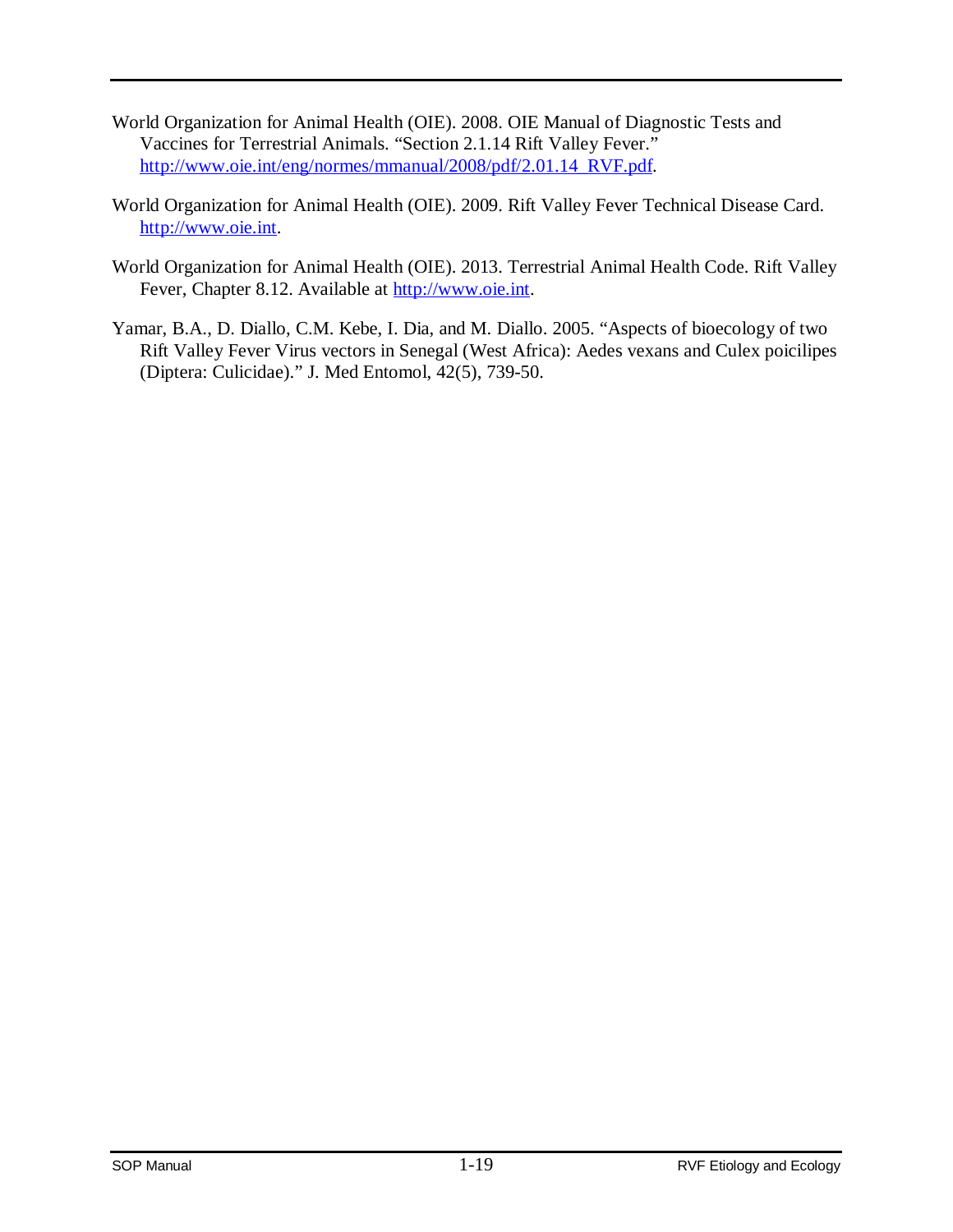World Organization for Animal Health (OIE). 2008. OIE Manual of Diagnostic Tests and Vaccines for Terrestrial Animals. "Section 2.1.14 Rift Valley Fever." http://www.oie.int/eng/normes/mmanual/2008/pdf/2.01.14_RVF.pdf.

World Organization for Animal Health (OIE). 2009. Rift Valley Fever Technical Disease Card. http://www.oie.int.

World Organization for Animal Health (OIE). 2013. Terrestrial Animal Health Code. Rift Valley Fever, Chapter 8.12. Available at http://www.oie.int.

Yamar, B.A., D. Diallo, C.M. Kebe, I. Dia, and M. Diallo. 2005. "Aspects of bioecology of two Rift Valley Fever Virus vectors in Senegal (West Africa): Aedes vexans and Culex poicilipes (Diptera: Culicidae)." J. Med Entomol, 42(5), 739-50.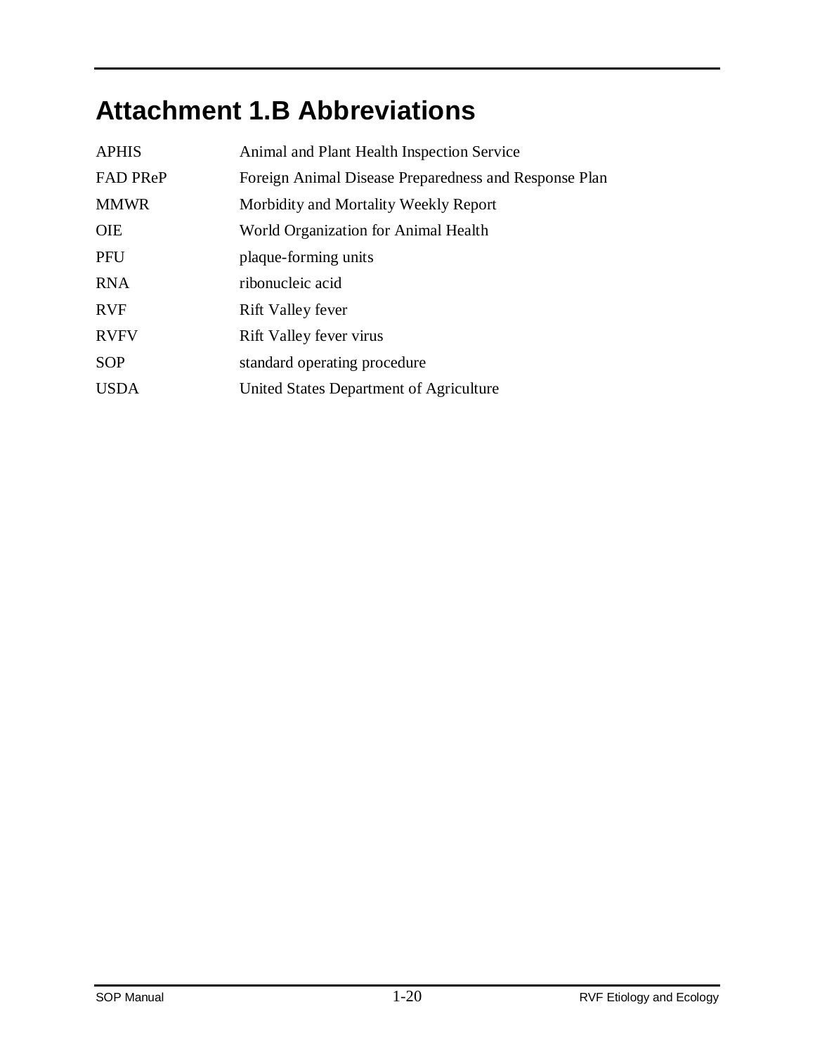# Attachment 1.B Abbreviations

| | |
|---|---|
| APHIS | Animal and Plant Health Inspection Service |
| FAD PReP | Foreign Animal Disease Preparedness and Response Plan |
| MMWR | Morbidity and Mortality Weekly Report |
| OIE | World Organization for Animal Health |
| PFU | plaque-forming units |
| RNA | ribonucleic acid |
| RVF | Rift Valley fever |
| RVFV | Rift Valley fever virus |
| SOP | standard operating procedure |
| USDA | United States Department of Agriculture |